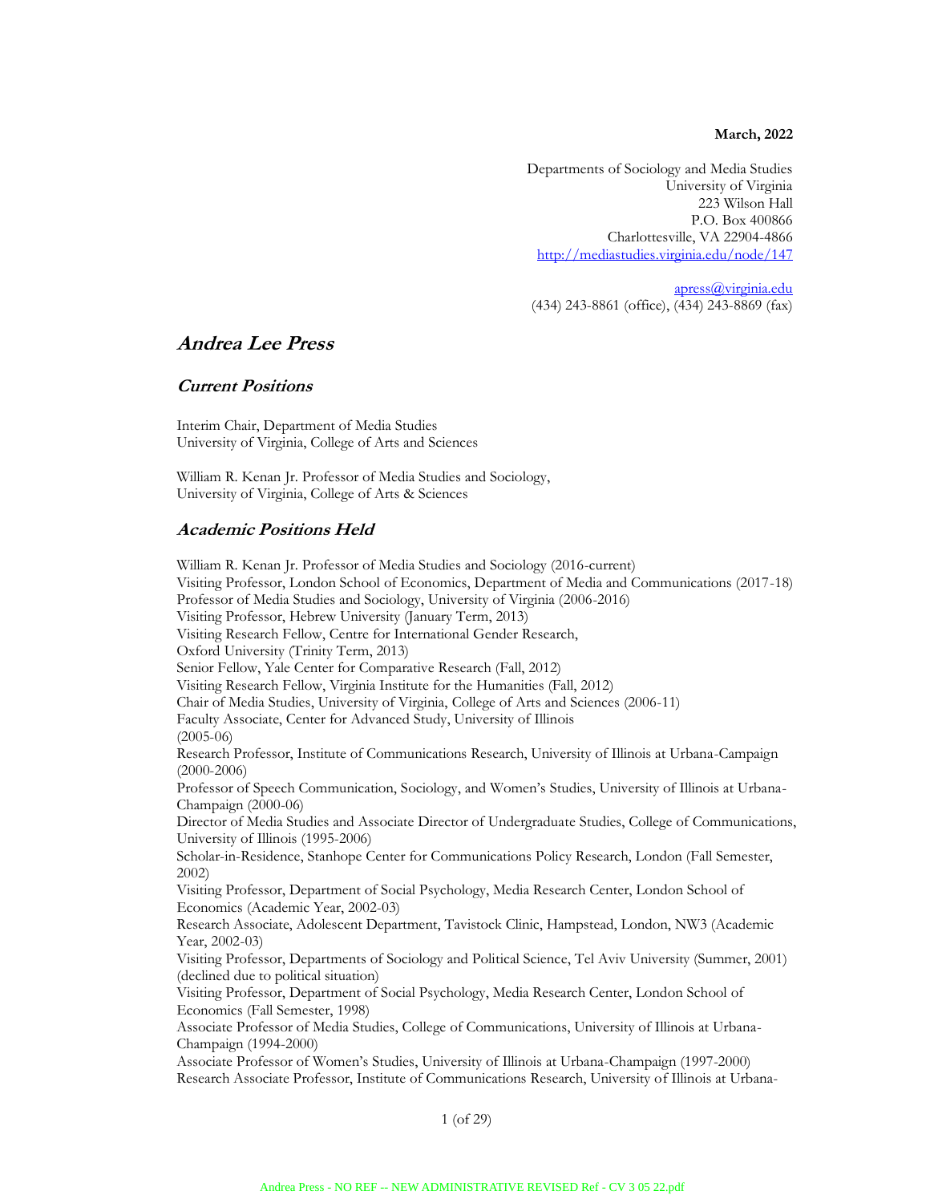**March, 2022**

Departments of Sociology and Media Studies
University of Virginia
223 Wilson Hall
P.O. Box 400866
Charlottesville, VA 22904-4866
http://mediastudies.virginia.edu/node/147

apress@virginia.edu
(434) 243-8861 (office), (434) 243-8869 (fax)

# *Andrea Lee Press*

## *Current Positions*

Interim Chair, Department of Media Studies
University of Virginia, College of Arts and Sciences

William R. Kenan Jr. Professor of Media Studies and Sociology,
University of Virginia, College of Arts & Sciences

## *Academic Positions Held*

William R. Kenan Jr. Professor of Media Studies and Sociology (2016-current)
Visiting Professor, London School of Economics, Department of Media and Communications (2017-18)
Professor of Media Studies and Sociology, University of Virginia (2006-2016)
Visiting Professor, Hebrew University (January Term, 2013)
Visiting Research Fellow, Centre for International Gender Research,
Oxford University (Trinity Term, 2013)
Senior Fellow, Yale Center for Comparative Research (Fall, 2012)
Visiting Research Fellow, Virginia Institute for the Humanities (Fall, 2012)
Chair of Media Studies, University of Virginia, College of Arts and Sciences (2006-11)
Faculty Associate, Center for Advanced Study, University of Illinois
(2005-06)
Research Professor, Institute of Communications Research, University of Illinois at Urbana-Campaign (2000-2006)
Professor of Speech Communication, Sociology, and Women's Studies, University of Illinois at Urbana-Champaign (2000-06)
Director of Media Studies and Associate Director of Undergraduate Studies, College of Communications, University of Illinois (1995-2006)
Scholar-in-Residence, Stanhope Center for Communications Policy Research, London (Fall Semester, 2002)
Visiting Professor, Department of Social Psychology, Media Research Center, London School of Economics (Academic Year, 2002-03)
Research Associate, Adolescent Department, Tavistock Clinic, Hampstead, London, NW3 (Academic Year, 2002-03)
Visiting Professor, Departments of Sociology and Political Science, Tel Aviv University (Summer, 2001) (declined due to political situation)
Visiting Professor, Department of Social Psychology, Media Research Center, London School of Economics (Fall Semester, 1998)
Associate Professor of Media Studies, College of Communications, University of Illinois at Urbana-Champaign (1994-2000)
Associate Professor of Women's Studies, University of Illinois at Urbana-Champaign (1997-2000)
Research Associate Professor, Institute of Communications Research, University of Illinois at Urbana-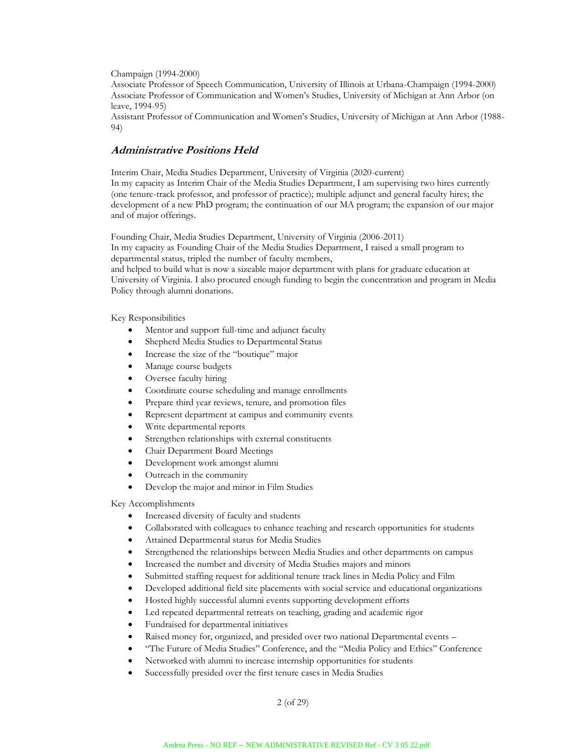Champaign (1994-2000)
Associate Professor of Speech Communication, University of Illinois at Urbana-Champaign (1994-2000)
Associate Professor of Communication and Women's Studies, University of Michigan at Ann Arbor (on leave, 1994-95)
Assistant Professor of Communication and Women's Studies, University of Michigan at Ann Arbor (1988-94)

## *Administrative Positions Held*

Interim Chair, Media Studies Department, University of Virginia (2020-current)
In my capacity as Interim Chair of the Media Studies Department, I am supervising two hires currently (one tenure-track professor, and professor of practice); multiple adjunct and general faculty hires; the development of a new PhD program; the continuation of our MA program; the expansion of our major and of major offerings.

Founding Chair, Media Studies Department, University of Virginia (2006-2011)
In my capacity as Founding Chair of the Media Studies Department, I raised a small program to departmental status, tripled the number of faculty members,
and helped to build what is now a sizeable major department with plans for graduate education at University of Virginia. I also procured enough funding to begin the concentration and program in Media Policy through alumni donations.

Key Responsibilities

- Mentor and support full-time and adjunct faculty
- Shepherd Media Studies to Departmental Status
- Increase the size of the "boutique" major
- Manage course budgets
- Oversee faculty hiring
- Coordinate course scheduling and manage enrollments
- Prepare third year reviews, tenure, and promotion files
- Represent department at campus and community events
- Write departmental reports
- Strengthen relationships with external constituents
- Chair Department Board Meetings
- Development work amongst alumni
- Outreach in the community
- Develop the major and minor in Film Studies

Key Accomplishments

- Increased diversity of faculty and students
- Collaborated with colleagues to enhance teaching and research opportunities for students
- Attained Departmental status for Media Studies
- Strengthened the relationships between Media Studies and other departments on campus
- Increased the number and diversity of Media Studies majors and minors
- Submitted staffing request for additional tenure track lines in Media Policy and Film
- Developed additional field site placements with social service and educational organizations
- Hosted highly successful alumni events supporting development efforts
- Led repeated departmental retreats on teaching, grading and academic rigor
- Fundraised for departmental initiatives
- Raised money for, organized, and presided over two national Departmental events –
- "The Future of Media Studies" Conference, and the "Media Policy and Ethics" Conference
- Networked with alumni to increase internship opportunities for students
- Successfully presided over the first tenure cases in Media Studies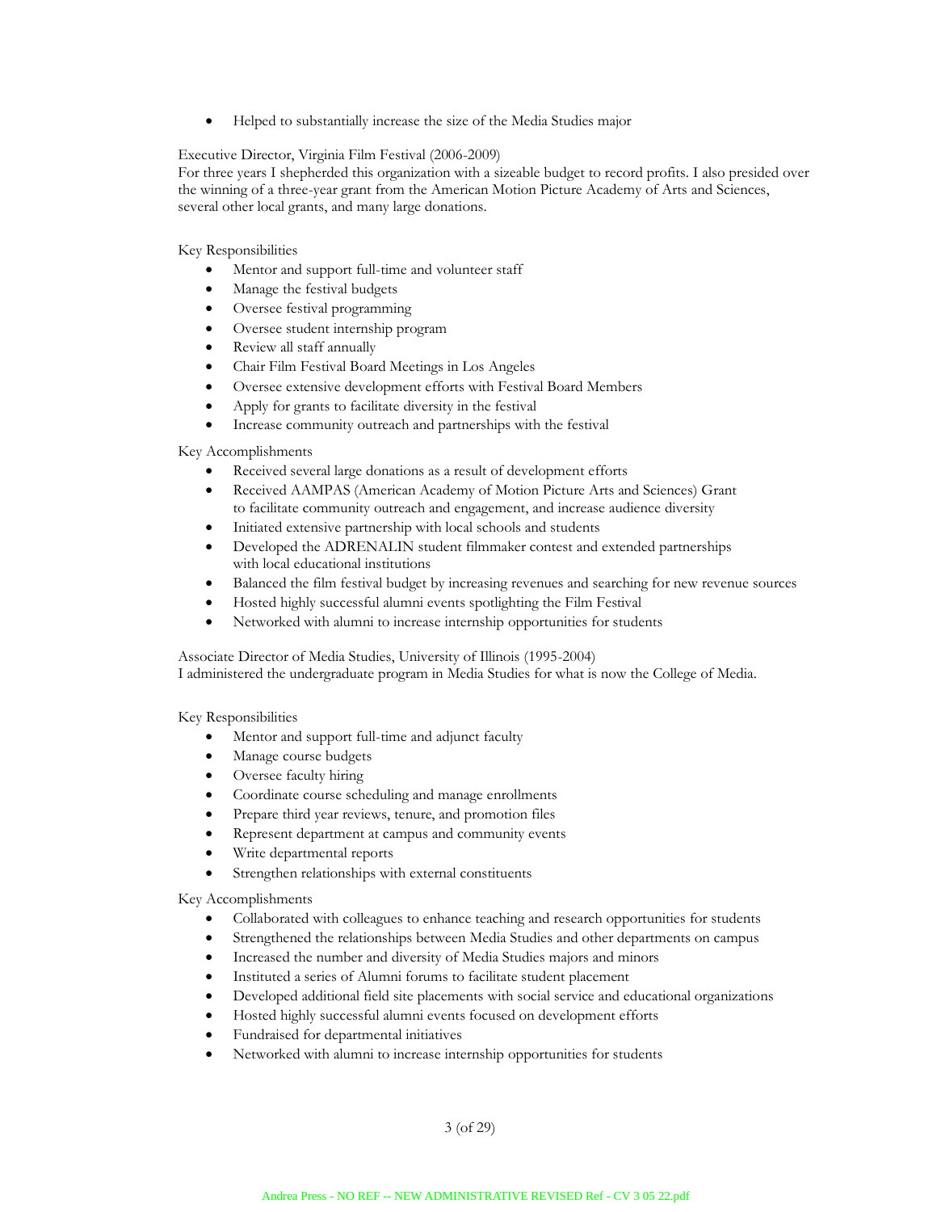- Helped to substantially increase the size of the Media Studies major

Executive Director, Virginia Film Festival (2006-2009)
For three years I shepherded this organization with a sizeable budget to record profits. I also presided over the winning of a three-year grant from the American Motion Picture Academy of Arts and Sciences, several other local grants, and many large donations.

Key Responsibilities

- Mentor and support full-time and volunteer staff
- Manage the festival budgets
- Oversee festival programming
- Oversee student internship program
- Review all staff annually
- Chair Film Festival Board Meetings in Los Angeles
- Oversee extensive development efforts with Festival Board Members
- Apply for grants to facilitate diversity in the festival
- Increase community outreach and partnerships with the festival

Key Accomplishments

- Received several large donations as a result of development efforts
- Received AAMPAS (American Academy of Motion Picture Arts and Sciences) Grant to facilitate community outreach and engagement, and increase audience diversity
- Initiated extensive partnership with local schools and students
- Developed the ADRENALIN student filmmaker contest and extended partnerships with local educational institutions
- Balanced the film festival budget by increasing revenues and searching for new revenue sources
- Hosted highly successful alumni events spotlighting the Film Festival
- Networked with alumni to increase internship opportunities for students

Associate Director of Media Studies, University of Illinois (1995-2004)
I administered the undergraduate program in Media Studies for what is now the College of Media.

Key Responsibilities

- Mentor and support full-time and adjunct faculty
- Manage course budgets
- Oversee faculty hiring
- Coordinate course scheduling and manage enrollments
- Prepare third year reviews, tenure, and promotion files
- Represent department at campus and community events
- Write departmental reports
- Strengthen relationships with external constituents

Key Accomplishments

- Collaborated with colleagues to enhance teaching and research opportunities for students
- Strengthened the relationships between Media Studies and other departments on campus
- Increased the number and diversity of Media Studies majors and minors
- Instituted a series of Alumni forums to facilitate student placement
- Developed additional field site placements with social service and educational organizations
- Hosted highly successful alumni events focused on development efforts
- Fundraised for departmental initiatives
- Networked with alumni to increase internship opportunities for students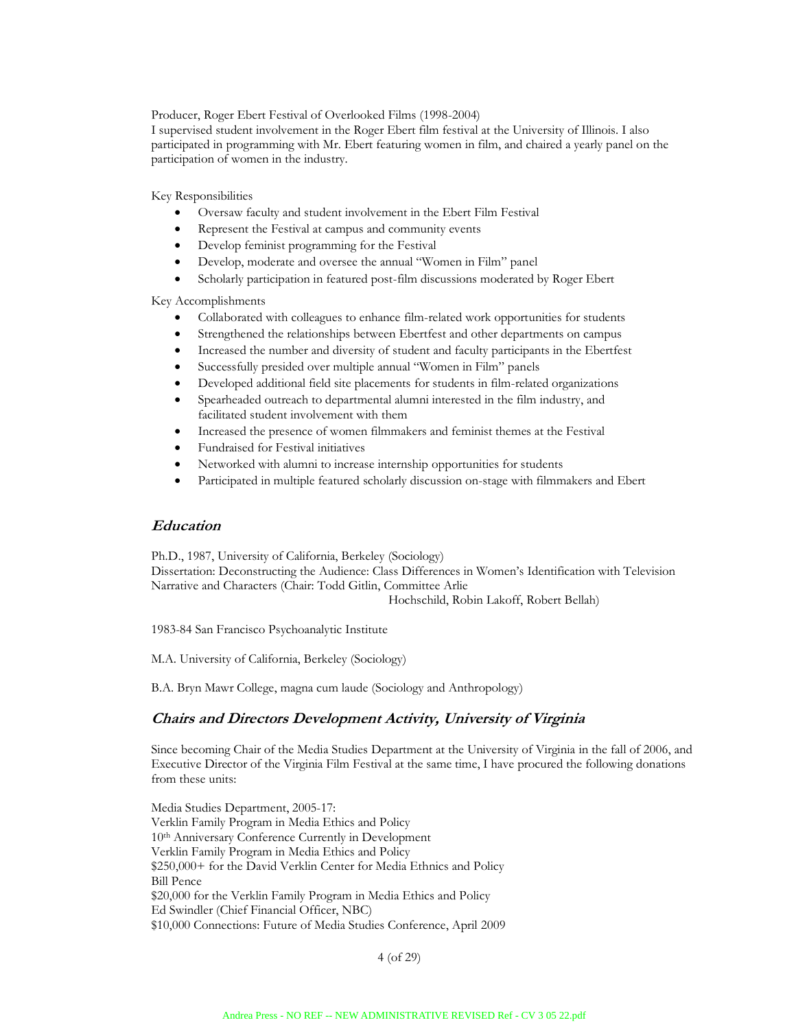Producer, Roger Ebert Festival of Overlooked Films (1998-2004)
I supervised student involvement in the Roger Ebert film festival at the University of Illinois. I also participated in programming with Mr. Ebert featuring women in film, and chaired a yearly panel on the participation of women in the industry.

Key Responsibilities

- Oversaw faculty and student involvement in the Ebert Film Festival
- Represent the Festival at campus and community events
- Develop feminist programming for the Festival
- Develop, moderate and oversee the annual "Women in Film" panel
- Scholarly participation in featured post-film discussions moderated by Roger Ebert

Key Accomplishments

- Collaborated with colleagues to enhance film-related work opportunities for students
- Strengthened the relationships between Ebertfest and other departments on campus
- Increased the number and diversity of student and faculty participants in the Ebertfest
- Successfully presided over multiple annual "Women in Film" panels
- Developed additional field site placements for students in film-related organizations
- Spearheaded outreach to departmental alumni interested in the film industry, and facilitated student involvement with them
- Increased the presence of women filmmakers and feminist themes at the Festival
- Fundraised for Festival initiatives
- Networked with alumni to increase internship opportunities for students
- Participated in multiple featured scholarly discussion on-stage with filmmakers and Ebert

## *Education*

Ph.D., 1987, University of California, Berkeley (Sociology)
Dissertation: Deconstructing the Audience: Class Differences in Women's Identification with Television Narrative and Characters (Chair: Todd Gitlin, Committee Arlie Hochschild, Robin Lakoff, Robert Bellah)

1983-84 San Francisco Psychoanalytic Institute

M.A. University of California, Berkeley (Sociology)

B.A. Bryn Mawr College, magna cum laude (Sociology and Anthropology)

## *Chairs and Directors Development Activity, University of Virginia*

Since becoming Chair of the Media Studies Department at the University of Virginia in the fall of 2006, and Executive Director of the Virginia Film Festival at the same time, I have procured the following donations from these units:

Media Studies Department, 2005-17:
Verklin Family Program in Media Ethics and Policy
10th Anniversary Conference Currently in Development
Verklin Family Program in Media Ethics and Policy
$250,000+ for the David Verklin Center for Media Ethnics and Policy
Bill Pence
$20,000 for the Verklin Family Program in Media Ethics and Policy
Ed Swindler (Chief Financial Officer, NBC)
$10,000 Connections: Future of Media Studies Conference, April 2009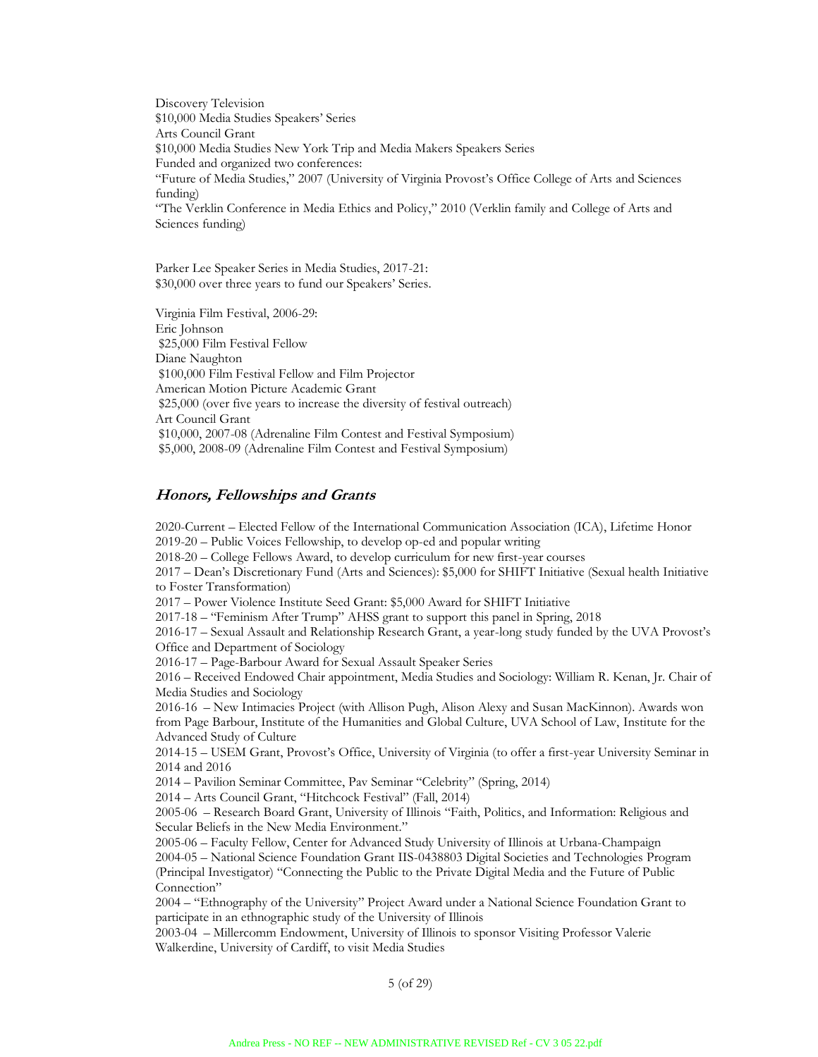Discovery Television
$10,000 Media Studies Speakers' Series
Arts Council Grant
$10,000 Media Studies New York Trip and Media Makers Speakers Series
Funded and organized two conferences:
"Future of Media Studies," 2007 (University of Virginia Provost's Office College of Arts and Sciences funding)
"The Verklin Conference in Media Ethics and Policy," 2010 (Verklin family and College of Arts and Sciences funding)

Parker Lee Speaker Series in Media Studies, 2017-21:
$30,000 over three years to fund our Speakers' Series.

Virginia Film Festival, 2006-29:
Eric Johnson
$25,000 Film Festival Fellow
Diane Naughton
$100,000 Film Festival Fellow and Film Projector
American Motion Picture Academic Grant
$25,000 (over five years to increase the diversity of festival outreach)
Art Council Grant
$10,000, 2007-08 (Adrenaline Film Contest and Festival Symposium)
$5,000, 2008-09 (Adrenaline Film Contest and Festival Symposium)

## *Honors, Fellowships and Grants*

2020-Current – Elected Fellow of the International Communication Association (ICA), Lifetime Honor
2019-20 – Public Voices Fellowship, to develop op-ed and popular writing
2018-20 – College Fellows Award, to develop curriculum for new first-year courses
2017 – Dean's Discretionary Fund (Arts and Sciences): $5,000 for SHIFT Initiative (Sexual health Initiative to Foster Transformation)
2017 – Power Violence Institute Seed Grant: $5,000 Award for SHIFT Initiative
2017-18 – "Feminism After Trump" AHSS grant to support this panel in Spring, 2018
2016-17 – Sexual Assault and Relationship Research Grant, a year-long study funded by the UVA Provost's Office and Department of Sociology
2016-17 – Page-Barbour Award for Sexual Assault Speaker Series
2016 – Received Endowed Chair appointment, Media Studies and Sociology: William R. Kenan, Jr. Chair of Media Studies and Sociology
2016-16 – New Intimacies Project (with Allison Pugh, Alison Alexy and Susan MacKinnon). Awards won from Page Barbour, Institute of the Humanities and Global Culture, UVA School of Law, Institute for the Advanced Study of Culture
2014-15 – USEM Grant, Provost's Office, University of Virginia (to offer a first-year University Seminar in 2014 and 2016
2014 – Pavilion Seminar Committee, Pav Seminar "Celebrity" (Spring, 2014)
2014 – Arts Council Grant, "Hitchcock Festival" (Fall, 2014)
2005-06 – Research Board Grant, University of Illinois "Faith, Politics, and Information: Religious and Secular Beliefs in the New Media Environment."
2005-06 – Faculty Fellow, Center for Advanced Study University of Illinois at Urbana-Champaign
2004-05 – National Science Foundation Grant IIS-0438803 Digital Societies and Technologies Program (Principal Investigator) "Connecting the Public to the Private Digital Media and the Future of Public Connection"
2004 – "Ethnography of the University" Project Award under a National Science Foundation Grant to participate in an ethnographic study of the University of Illinois
2003-04 – Millercomm Endowment, University of Illinois to sponsor Visiting Professor Valerie Walkerdine, University of Cardiff, to visit Media Studies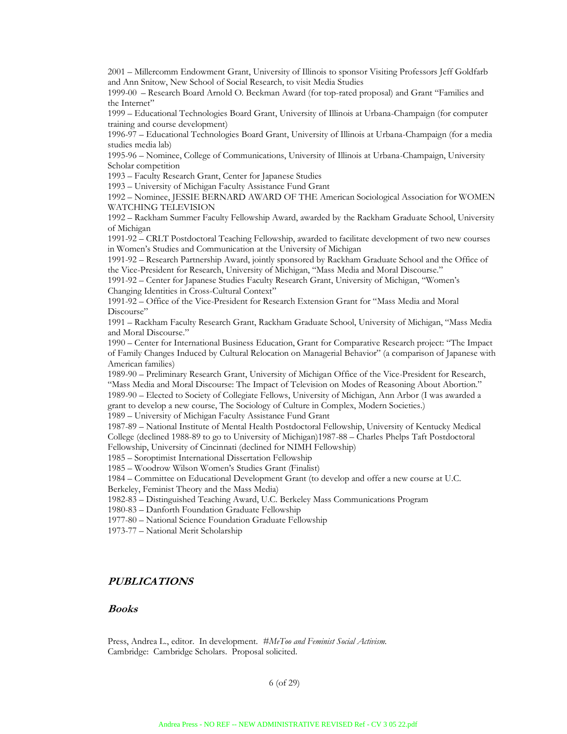2001 – Millercomm Endowment Grant, University of Illinois to sponsor Visiting Professors Jeff Goldfarb and Ann Snitow, New School of Social Research, to visit Media Studies

1999-00 – Research Board Arnold O. Beckman Award (for top-rated proposal) and Grant "Families and the Internet"

1999 – Educational Technologies Board Grant, University of Illinois at Urbana-Champaign (for computer training and course development)

1996-97 – Educational Technologies Board Grant, University of Illinois at Urbana-Champaign (for a media studies media lab)

1995-96 – Nominee, College of Communications, University of Illinois at Urbana-Champaign, University Scholar competition

1993 – Faculty Research Grant, Center for Japanese Studies

1993 – University of Michigan Faculty Assistance Fund Grant

1992 – Nominee, JESSIE BERNARD AWARD OF THE American Sociological Association for WOMEN WATCHING TELEVISION

1992 – Rackham Summer Faculty Fellowship Award, awarded by the Rackham Graduate School, University of Michigan

1991-92 – CRLT Postdoctoral Teaching Fellowship, awarded to facilitate development of two new courses in Women's Studies and Communication at the University of Michigan

1991-92 – Research Partnership Award, jointly sponsored by Rackham Graduate School and the Office of the Vice-President for Research, University of Michigan, "Mass Media and Moral Discourse."

1991-92 – Center for Japanese Studies Faculty Research Grant, University of Michigan, "Women's Changing Identities in Cross-Cultural Context"

1991-92 – Office of the Vice-President for Research Extension Grant for "Mass Media and Moral Discourse"

1991 – Rackham Faculty Research Grant, Rackham Graduate School, University of Michigan, "Mass Media and Moral Discourse."

1990 – Center for International Business Education, Grant for Comparative Research project: "The Impact of Family Changes Induced by Cultural Relocation on Managerial Behavior" (a comparison of Japanese with American families)

1989-90 – Preliminary Research Grant, University of Michigan Office of the Vice-President for Research, "Mass Media and Moral Discourse: The Impact of Television on Modes of Reasoning About Abortion."

1989-90 – Elected to Society of Collegiate Fellows, University of Michigan, Ann Arbor (I was awarded a grant to develop a new course, The Sociology of Culture in Complex, Modern Societies.)

1989 – University of Michigan Faculty Assistance Fund Grant

1987-89 – National Institute of Mental Health Postdoctoral Fellowship, University of Kentucky Medical College (declined 1988-89 to go to University of Michigan)1987-88 – Charles Phelps Taft Postdoctoral Fellowship, University of Cincinnati (declined for NIMH Fellowship)

1985 – Soroptimist International Dissertation Fellowship

1985 – Woodrow Wilson Women's Studies Grant (Finalist)

1984 – Committee on Educational Development Grant (to develop and offer a new course at U.C. Berkeley, Feminist Theory and the Mass Media)

1982-83 – Distinguished Teaching Award, U.C. Berkeley Mass Communications Program

1980-83 – Danforth Foundation Graduate Fellowship

1977-80 – National Science Foundation Graduate Fellowship

1973-77 – National Merit Scholarship

## *PUBLICATIONS*

### *Books*

Press, Andrea L., editor. In development. *#MeToo and Feminist Social Activism.* Cambridge: Cambridge Scholars. Proposal solicited.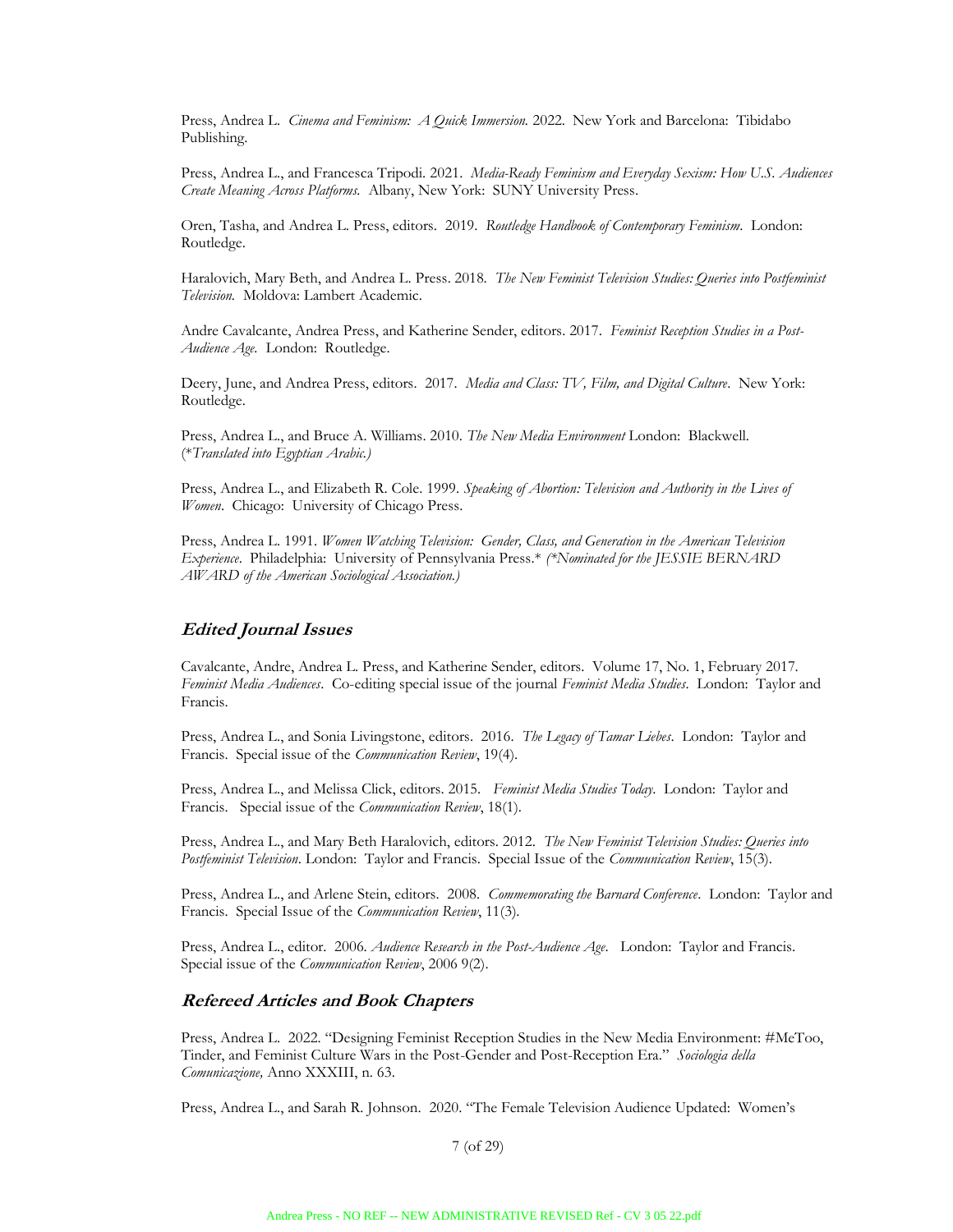Press, Andrea L. *Cinema and Feminism: A Quick Immersion.* 2022. New York and Barcelona: Tibidabo Publishing.

Press, Andrea L., and Francesca Tripodi. 2021. *Media-Ready Feminism and Everyday Sexism: How U.S. Audiences Create Meaning Across Platforms.* Albany, New York: SUNY University Press.

Oren, Tasha, and Andrea L. Press, editors. 2019. *Routledge Handbook of Contemporary Feminism*. London: Routledge.

Haralovich, Mary Beth, and Andrea L. Press. 2018. *The New Feminist Television Studies: Queries into Postfeminist Television.* Moldova: Lambert Academic.

Andre Cavalcante, Andrea Press, and Katherine Sender, editors. 2017. *Feminist Reception Studies in a Post-Audience Age.* London: Routledge.

Deery, June, and Andrea Press, editors. 2017. *Media and Class: TV, Film, and Digital Culture*. New York: Routledge.

Press, Andrea L., and Bruce A. Williams. 2010. *The New Media Environment* London: Blackwell. (**Translated into Egyptian Arabic.)*

Press, Andrea L., and Elizabeth R. Cole. 1999. *Speaking of Abortion: Television and Authority in the Lives of Women*. Chicago: University of Chicago Press.

Press, Andrea L. 1991. *Women Watching Television: Gender, Class, and Generation in the American Television Experience*. Philadelphia: University of Pennsylvania Press.* *(*Nominated for the JESSIE BERNARD AWARD of the American Sociological Association.)*

## Edited Journal Issues

Cavalcante, Andre, Andrea L. Press, and Katherine Sender, editors. Volume 17, No. 1, February 2017. *Feminist Media Audiences*. Co-editing special issue of the journal *Feminist Media Studies*. London: Taylor and Francis.

Press, Andrea L., and Sonia Livingstone, editors. 2016. *The Legacy of Tamar Liebes*. London: Taylor and Francis. Special issue of the *Communication Review*, 19(4).

Press, Andrea L., and Melissa Click, editors. 2015. *Feminist Media Studies Today*. London: Taylor and Francis. Special issue of the *Communication Review*, 18(1).

Press, Andrea L., and Mary Beth Haralovich, editors. 2012. *The New Feminist Television Studies: Queries into Postfeminist Television*. London: Taylor and Francis. Special Issue of the *Communication Review*, 15(3).

Press, Andrea L., and Arlene Stein, editors. 2008. *Commemorating the Barnard Conference*. London: Taylor and Francis. Special Issue of the *Communication Review*, 11(3).

Press, Andrea L., editor. 2006. *Audience Research in the Post-Audience Age*. London: Taylor and Francis. Special issue of the *Communication Review*, 2006 9(2).

## Refereed Articles and Book Chapters

Press, Andrea L. 2022. "Designing Feminist Reception Studies in the New Media Environment: #MeToo, Tinder, and Feminist Culture Wars in the Post-Gender and Post-Reception Era." *Sociologia della Comunicazione,* Anno XXXIII, n. 63.

Press, Andrea L., and Sarah R. Johnson. 2020. "The Female Television Audience Updated: Women's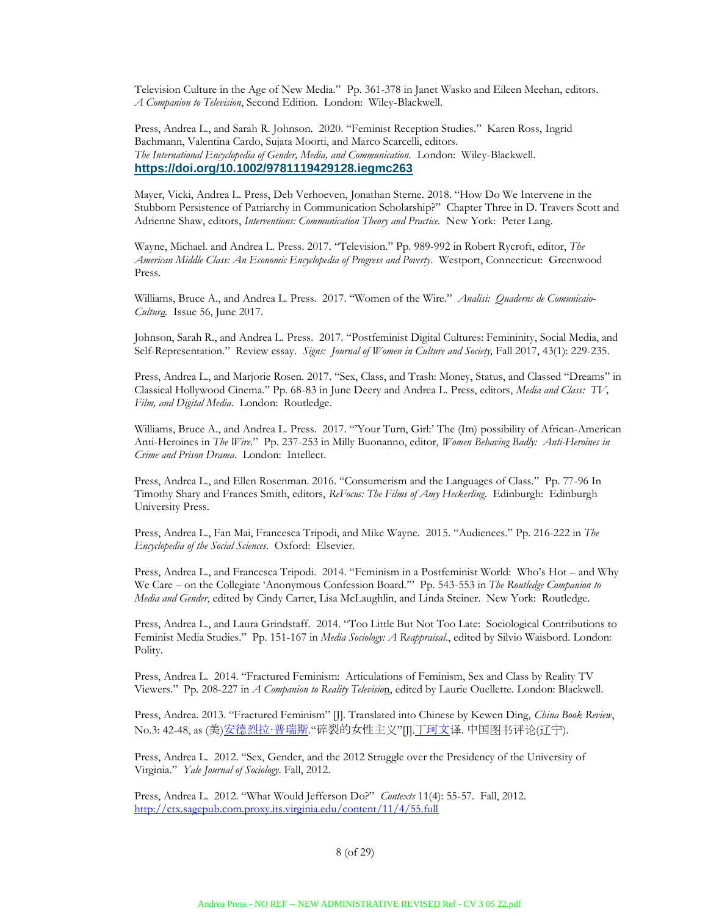Television Culture in the Age of New Media." Pp. 361-378 in Janet Wasko and Eileen Meehan, editors. *A Companion to Television*, Second Edition. London: Wiley-Blackwell.

Press, Andrea L., and Sarah R. Johnson. 2020. "Feminist Reception Studies." Karen Ross, Ingrid Bachmann, Valentina Cardo, Sujata Moorti, and Marco Scarcelli, editors. *The International Encyclopedia of Gender, Media, and Communication.* London: Wiley-Blackwell. **https://doi.org/10.1002/9781119429128.iegmc263**

Mayer, Vicki, Andrea L. Press, Deb Verhoeven, Jonathan Sterne. 2018. "How Do We Intervene in the Stubborn Persistence of Patriarchy in Communication Scholarship?" Chapter Three in D. Travers Scott and Adrienne Shaw, editors, *Interventions: Communication Theory and Practice.* New York: Peter Lang.

Wayne, Michael. and Andrea L. Press. 2017. "Television." Pp. 989-992 in Robert Rycroft, editor, *The American Middle Class: An Economic Encyclopedia of Progress and Poverty*. Westport, Connecticut: Greenwood Press.

Williams, Bruce A., and Andrea L. Press. 2017. "Women of the Wire." *Analisi: Quaderns de Comunicaio-Cultura.* Issue 56, June 2017.

Johnson, Sarah R., and Andrea L. Press. 2017. "Postfeminist Digital Cultures: Femininity, Social Media, and Self-Representation." Review essay. *Signs: Journal of Women in Culture and Society,* Fall 2017, 43(1): 229-235.

Press, Andrea L., and Marjorie Rosen. 2017. "Sex, Class, and Trash: Money, Status, and Classed "Dreams" in Classical Hollywood Cinema." Pp. 68-83 in June Deery and Andrea L. Press, editors, *Media and Class: TV, Film, and Digital Media*. London: Routledge.

Williams, Bruce A., and Andrea L. Press. 2017. "'Your Turn, Girl:' The (Im) possibility of African-American Anti-Heroines in *The Wire*." Pp. 237-253 in Milly Buonanno, editor, *Women Behaving Badly: Anti-Heroines in Crime and Prison Drama*. London: Intellect.

Press, Andrea L., and Ellen Rosenman. 2016. "Consumerism and the Languages of Class." Pp. 77-96 In Timothy Shary and Frances Smith, editors, *ReFocus: The Films of Amy Heckerling*. Edinburgh: Edinburgh University Press.

Press, Andrea L., Fan Mai, Francesca Tripodi, and Mike Wayne. 2015. "Audiences." Pp. 216-222 in *The Encyclopedia of the Social Sciences*. Oxford: Elsevier.

Press, Andrea L., and Francesca Tripodi. 2014. "Feminism in a Postfeminist World: Who's Hot – and Why We Care – on the Collegiate 'Anonymous Confession Board.'" Pp. 543-553 in *The Routledge Companion to Media and Gender*, edited by Cindy Carter, Lisa McLaughlin, and Linda Steiner. New York: Routledge.

Press, Andrea L., and Laura Grindstaff. 2014. "Too Little But Not Too Late: Sociological Contributions to Feminist Media Studies." Pp. 151-167 in *Media Sociology: A Reappraisal.*, edited by Silvio Waisbord. London: Polity.

Press, Andrea L. 2014. "Fractured Feminism: Articulations of Feminism, Sex and Class by Reality TV Viewers." Pp. 208-227 in *A Companion to Reality Television*, edited by Laurie Ouellette. London: Blackwell.

Press, Andrea. 2013. "Fractured Feminism" [J]. Translated into Chinese by Kewen Ding, *China Book Review*, No.3: 42-48, as (美)安德烈拉·普瑞斯."碎裂的女性主义"[J].丁珂文译. 中国图书评论(辽宁).

Press, Andrea L. 2012. "Sex, Gender, and the 2012 Struggle over the Presidency of the University of Virginia." *Yale Journal of Sociology*. Fall, 2012.

Press, Andrea L. 2012. "What Would Jefferson Do?" *Contexts* 11(4): 55-57. Fall, 2012. http://ctx.sagepub.com.proxy.its.virginia.edu/content/11/4/55.full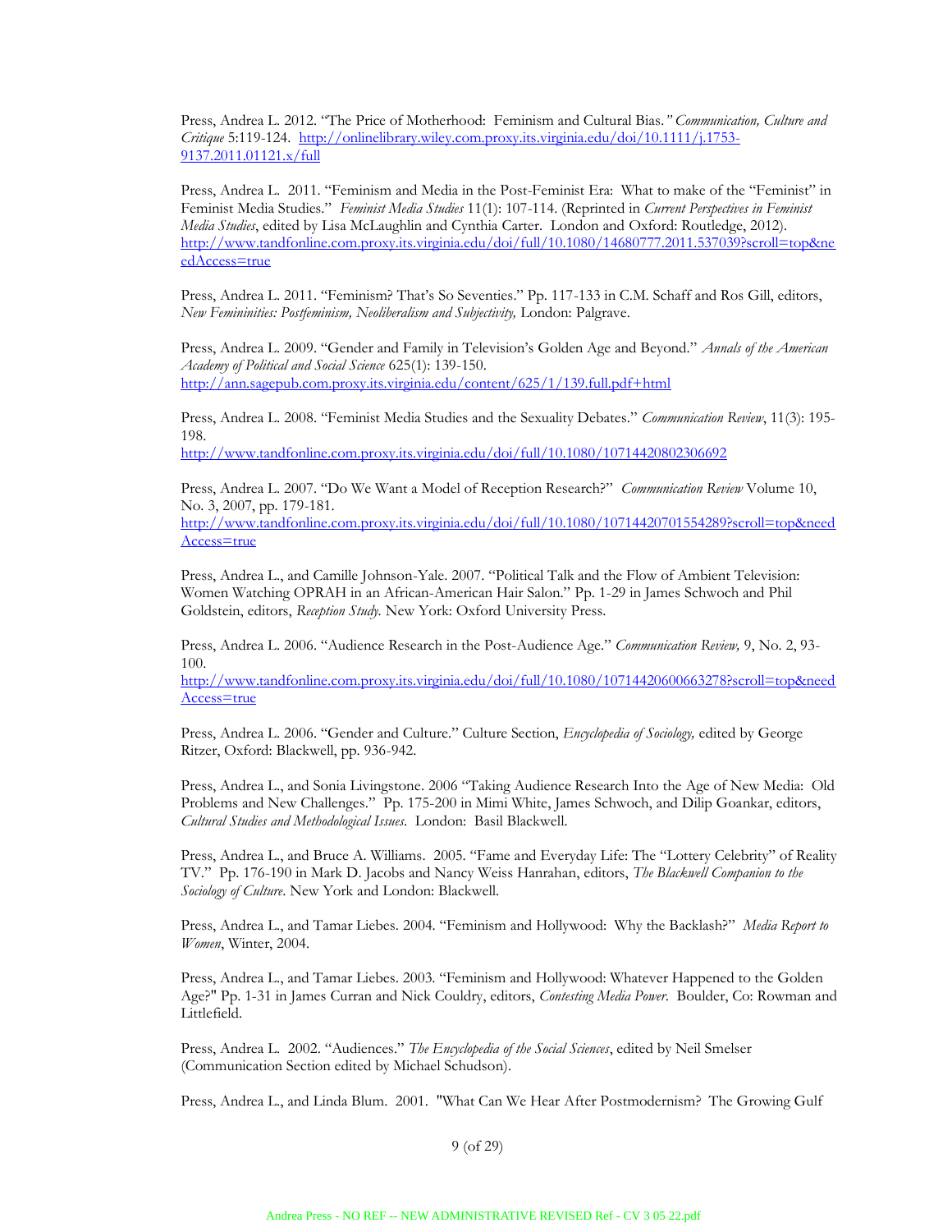Press, Andrea L. 2012. "The Price of Motherhood: Feminism and Cultural Bias." *Communication, Culture and Critique* 5:119-124. http://onlinelibrary.wiley.com.proxy.its.virginia.edu/doi/10.1111/j.1753-9137.2011.01121.x/full

Press, Andrea L. 2011. "Feminism and Media in the Post-Feminist Era: What to make of the "Feminist" in Feminist Media Studies." *Feminist Media Studies* 11(1): 107-114. (Reprinted in *Current Perspectives in Feminist Media Studies*, edited by Lisa McLaughlin and Cynthia Carter. London and Oxford: Routledge, 2012). http://www.tandfonline.com.proxy.its.virginia.edu/doi/full/10.1080/14680777.2011.537039?scroll=top&needAccess=true

Press, Andrea L. 2011. "Feminism? That's So Seventies." Pp. 117-133 in C.M. Schaff and Ros Gill, editors, *New Femininities: Postfeminism, Neoliberalism and Subjectivity,* London: Palgrave.

Press, Andrea L. 2009. "Gender and Family in Television's Golden Age and Beyond." *Annals of the American Academy of Political and Social Science* 625(1): 139-150. http://ann.sagepub.com.proxy.its.virginia.edu/content/625/1/139.full.pdf+html

Press, Andrea L. 2008. "Feminist Media Studies and the Sexuality Debates." *Communication Review*, 11(3): 195-198. http://www.tandfonline.com.proxy.its.virginia.edu/doi/full/10.1080/10714420802306692

Press, Andrea L. 2007. "Do We Want a Model of Reception Research?" *Communication Review* Volume 10, No. 3, 2007, pp. 179-181. http://www.tandfonline.com.proxy.its.virginia.edu/doi/full/10.1080/10714420701554289?scroll=top&needAccess=true

Press, Andrea L., and Camille Johnson-Yale. 2007. "Political Talk and the Flow of Ambient Television: Women Watching OPRAH in an African-American Hair Salon." Pp. 1-29 in James Schwoch and Phil Goldstein, editors, *Reception Study.* New York: Oxford University Press.

Press, Andrea L. 2006. "Audience Research in the Post-Audience Age." *Communication Review,* 9, No. 2, 93-100. http://www.tandfonline.com.proxy.its.virginia.edu/doi/full/10.1080/10714420600663278?scroll=top&needAccess=true

Press, Andrea L. 2006. "Gender and Culture." Culture Section, *Encyclopedia of Sociology,* edited by George Ritzer, Oxford: Blackwell, pp. 936-942.

Press, Andrea L., and Sonia Livingstone. 2006 "Taking Audience Research Into the Age of New Media: Old Problems and New Challenges." Pp. 175-200 in Mimi White, James Schwoch, and Dilip Goankar, editors, *Cultural Studies and Methodological Issues*. London: Basil Blackwell.

Press, Andrea L., and Bruce A. Williams. 2005. "Fame and Everyday Life: The "Lottery Celebrity" of Reality TV." Pp. 176-190 in Mark D. Jacobs and Nancy Weiss Hanrahan, editors, *The Blackwell Companion to the Sociology of Culture*. New York and London: Blackwell.

Press, Andrea L., and Tamar Liebes. 2004. "Feminism and Hollywood: Why the Backlash?" *Media Report to Women*, Winter, 2004.

Press, Andrea L., and Tamar Liebes. 2003. "Feminism and Hollywood: Whatever Happened to the Golden Age?" Pp. 1-31 in James Curran and Nick Couldry, editors, *Contesting Media Power*. Boulder, Co: Rowman and Littlefield.

Press, Andrea L. 2002. "Audiences." *The Encyclopedia of the Social Sciences*, edited by Neil Smelser (Communication Section edited by Michael Schudson).

Press, Andrea L., and Linda Blum. 2001. "What Can We Hear After Postmodernism? The Growing Gulf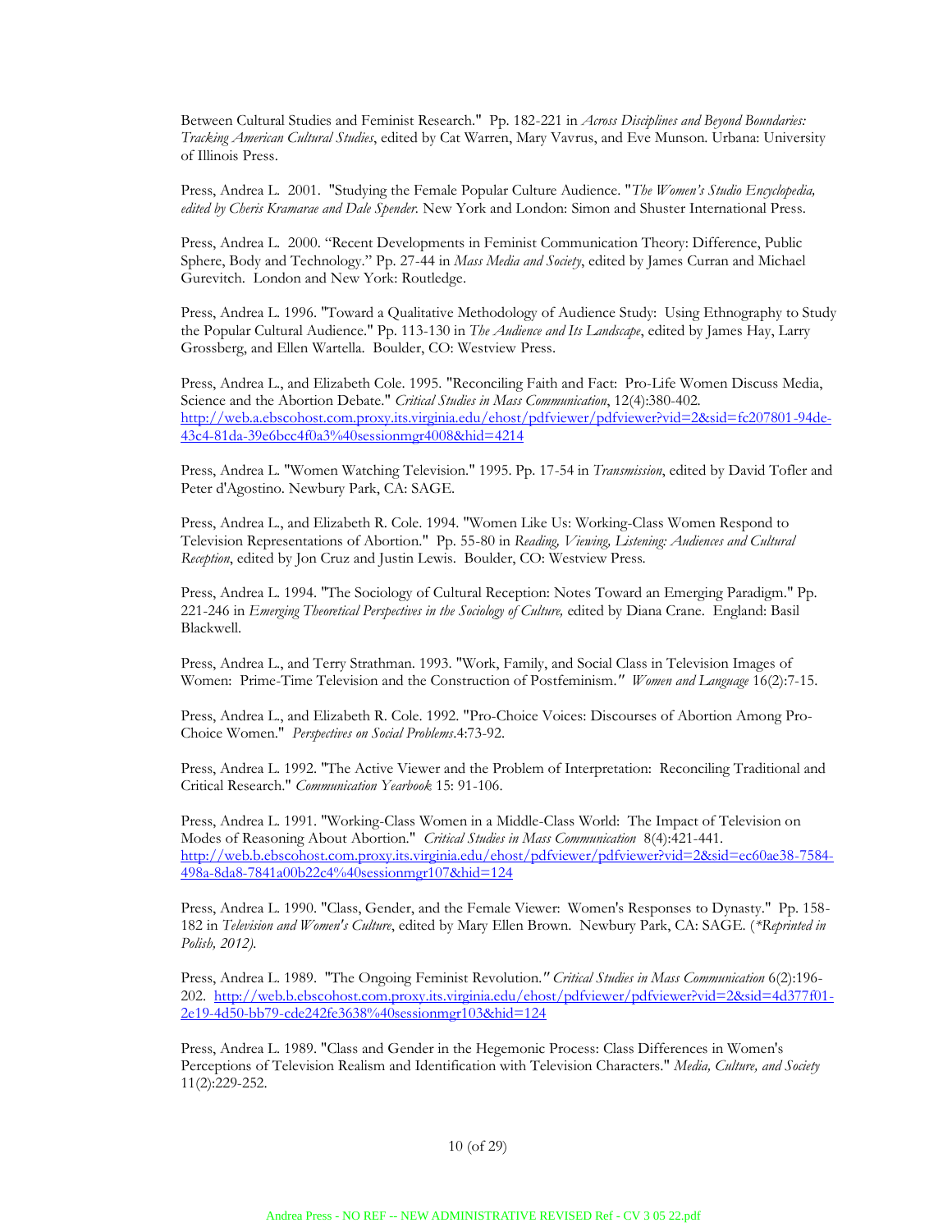Between Cultural Studies and Feminist Research." Pp. 182-221 in *Across Disciplines and Beyond Boundaries: Tracking American Cultural Studies*, edited by Cat Warren, Mary Vavrus, and Eve Munson. Urbana: University of Illinois Press.

Press, Andrea L. 2001. "Studying the Female Popular Culture Audience. "*The Women's Studio Encyclopedia, edited by Cheris Kramarae and Dale Spender.* New York and London: Simon and Shuster International Press.

Press, Andrea L. 2000. "Recent Developments in Feminist Communication Theory: Difference, Public Sphere, Body and Technology." Pp. 27-44 in *Mass Media and Society*, edited by James Curran and Michael Gurevitch. London and New York: Routledge.

Press, Andrea L. 1996. "Toward a Qualitative Methodology of Audience Study: Using Ethnography to Study the Popular Cultural Audience." Pp. 113-130 in *The Audience and Its Landscape*, edited by James Hay, Larry Grossberg, and Ellen Wartella. Boulder, CO: Westview Press.

Press, Andrea L., and Elizabeth Cole. 1995. "Reconciling Faith and Fact: Pro-Life Women Discuss Media, Science and the Abortion Debate." *Critical Studies in Mass Communication*, 12(4):380-402. http://web.a.ebscohost.com.proxy.its.virginia.edu/ehost/pdfviewer/pdfviewer?vid=2&sid=fc207801-94de-43c4-81da-39e6bcc4f0a3%40sessionmgr4008&hid=4214

Press, Andrea L. "Women Watching Television." 1995. Pp. 17-54 in *Transmission*, edited by David Tofler and Peter d'Agostino. Newbury Park, CA: SAGE.

Press, Andrea L., and Elizabeth R. Cole. 1994. "Women Like Us: Working-Class Women Respond to Television Representations of Abortion." Pp. 55-80 in *Reading, Viewing, Listening: Audiences and Cultural Reception*, edited by Jon Cruz and Justin Lewis. Boulder, CO: Westview Press.

Press, Andrea L. 1994. "The Sociology of Cultural Reception: Notes Toward an Emerging Paradigm." Pp. 221-246 in *Emerging Theoretical Perspectives in the Sociology of Culture,* edited by Diana Crane. England: Basil Blackwell.

Press, Andrea L., and Terry Strathman. 1993. "Work, Family, and Social Class in Television Images of Women: Prime-Time Television and the Construction of Postfeminism." *Women and Language* 16(2):7-15.

Press, Andrea L., and Elizabeth R. Cole. 1992. "Pro-Choice Voices: Discourses of Abortion Among Pro-Choice Women." *Perspectives on Social Problems*.4:73-92.

Press, Andrea L. 1992. "The Active Viewer and the Problem of Interpretation: Reconciling Traditional and Critical Research." *Communication Yearbook* 15: 91-106.

Press, Andrea L. 1991. "Working-Class Women in a Middle-Class World: The Impact of Television on Modes of Reasoning About Abortion." *Critical Studies in Mass Communication* 8(4):421-441. http://web.b.ebscohost.com.proxy.its.virginia.edu/ehost/pdfviewer/pdfviewer?vid=2&sid=ec60ae38-7584-498a-8da8-7841a00b22c4%40sessionmgr107&hid=124

Press, Andrea L. 1990. "Class, Gender, and the Female Viewer: Women's Responses to Dynasty." Pp. 158-182 in *Television and Women's Culture*, edited by Mary Ellen Brown. Newbury Park, CA: SAGE. (*\*Reprinted in Polish, 2012).*

Press, Andrea L. 1989. "The Ongoing Feminist Revolution." *Critical Studies in Mass Communication* 6(2):196-202. http://web.b.ebscohost.com.proxy.its.virginia.edu/ehost/pdfviewer/pdfviewer?vid=2&sid=4d377f01-2e19-4d50-bb79-cde242fe3638%40sessionmgr103&hid=124

Press, Andrea L. 1989. "Class and Gender in the Hegemonic Process: Class Differences in Women's Perceptions of Television Realism and Identification with Television Characters." *Media, Culture, and Society* 11(2):229-252.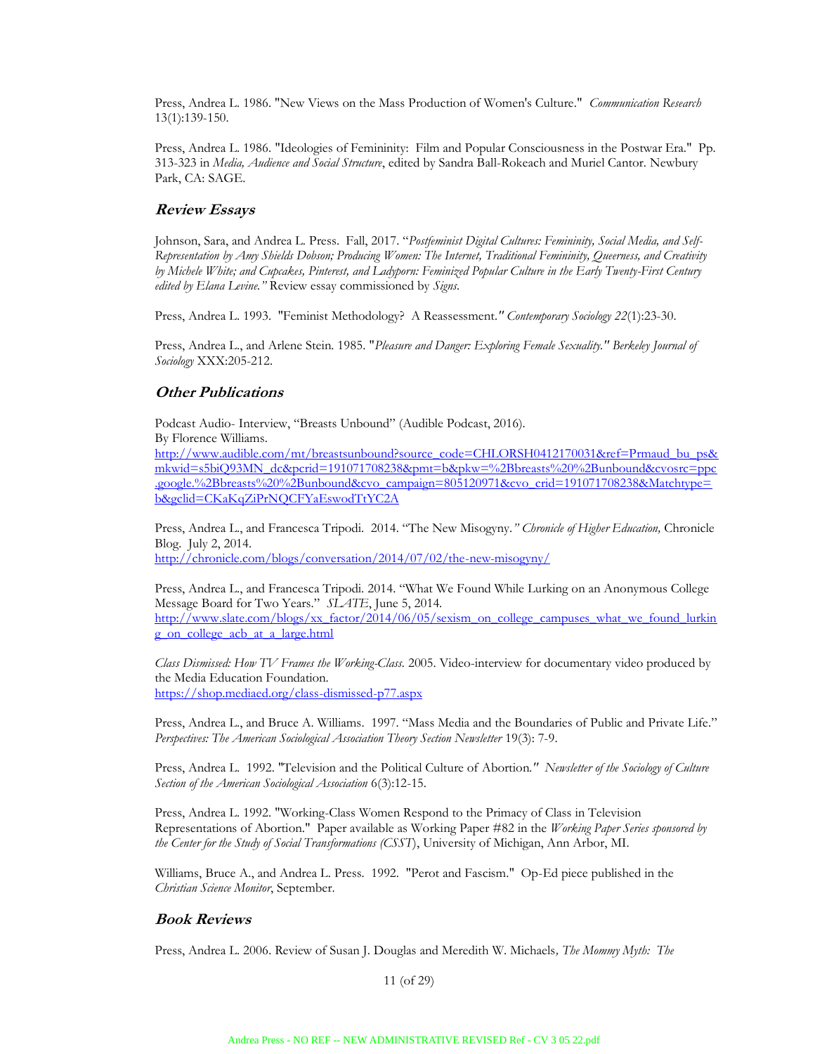Press, Andrea L. 1986. "New Views on the Mass Production of Women's Culture." *Communication Research* 13(1):139-150.

Press, Andrea L. 1986. "Ideologies of Femininity: Film and Popular Consciousness in the Postwar Era." Pp. 313-323 in *Media, Audience and Social Structure*, edited by Sandra Ball-Rokeach and Muriel Cantor. Newbury Park, CA: SAGE.

### Review Essays

Johnson, Sara, and Andrea L. Press. Fall, 2017. "*Postfeminist Digital Cultures: Femininity, Social Media, and Self-Representation by Amy Shields Dobson; Producing Women: The Internet, Traditional Femininity, Queerness, and Creativity by Michele White; and Cupcakes, Pinterest, and Ladyporn: Feminized Popular Culture in the Early Twenty-First Century edited by Elana Levine."* Review essay commissioned by *Signs.*

Press, Andrea L. 1993. "Feminist Methodology? A Reassessment.*" Contemporary Sociology 22*(1):23-30.

Press, Andrea L., and Arlene Stein. 1985. "*Pleasure and Danger: Exploring Female Sexuality." Berkeley Journal of Sociology* XXX:205-212.

### Other Publications

Podcast Audio- Interview, "Breasts Unbound" (Audible Podcast, 2016).
By Florence Williams.
http://www.audible.com/mt/breastsunbound?source_code=CHLORSH0412170031&ref=Prmaud_bu_ps&mkwid=s5biQ93MN_dc&pcrid=191071708238&pmt=b&pkw=%2Bbreasts%20%2Bunbound&cvosrc=ppc.google.%2Bbreasts%20%2Bunbound&cvo_campaign=805120971&cvo_crid=191071708238&Matchtype=b&gclid=CKaKqZiPrNQCFYaEswodTtYC2A

Press, Andrea L., and Francesca Tripodi. 2014. "The New Misogyny.*" Chronicle of Higher Education,* Chronicle Blog. July 2, 2014.
http://chronicle.com/blogs/conversation/2014/07/02/the-new-misogyny/

Press, Andrea L., and Francesca Tripodi. 2014. "What We Found While Lurking on an Anonymous College Message Board for Two Years." *SLATE*, June 5, 2014.
http://www.slate.com/blogs/xx_factor/2014/06/05/sexism_on_college_campuses_what_we_found_lurking_on_college_acb_at_a_large.html

*Class Dismissed: How TV Frames the Working-Class.* 2005. Video-interview for documentary video produced by the Media Education Foundation.
https://shop.mediaed.org/class-dismissed-p77.aspx

Press, Andrea L., and Bruce A. Williams. 1997. "Mass Media and the Boundaries of Public and Private Life." *Perspectives: The American Sociological Association Theory Section Newsletter* 19(3): 7-9.

Press, Andrea L. 1992. "Television and the Political Culture of Abortion.*" Newsletter of the Sociology of Culture Section of the American Sociological Association* 6(3):12-15.

Press, Andrea L. 1992. "Working-Class Women Respond to the Primacy of Class in Television Representations of Abortion." Paper available as Working Paper #82 in the *Working Paper Series sponsored by the Center for the Study of Social Transformations (CSST*), University of Michigan, Ann Arbor, MI.

Williams, Bruce A., and Andrea L. Press. 1992. "Perot and Fascism." Op-Ed piece published in the *Christian Science Monitor*, September.

### Book Reviews

Press, Andrea L. 2006. Review of Susan J. Douglas and Meredith W. Michaels*, The Mommy Myth: The*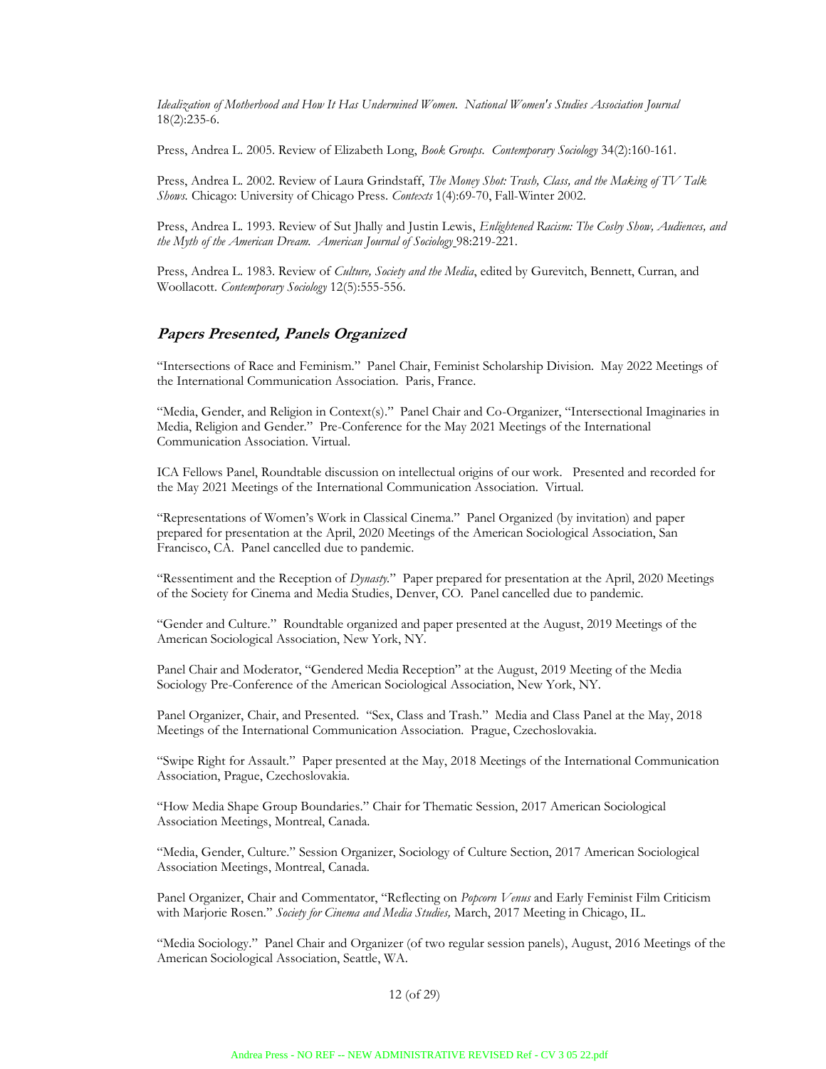*Idealization of Motherhood and How It Has Undermined Women. National Women's Studies Association Journal* 18(2):235-6.

Press, Andrea L. 2005. Review of Elizabeth Long, *Book Groups. Contemporary Sociology* 34(2):160-161.

Press, Andrea L. 2002. Review of Laura Grindstaff, *The Money Shot: Trash, Class, and the Making of TV Talk Shows.* Chicago: University of Chicago Press. *Contexts* 1(4):69-70, Fall-Winter 2002.

Press, Andrea L. 1993. Review of Sut Jhally and Justin Lewis, *Enlightened Racism: The Cosby Show, Audiences, and the Myth of the American Dream. American Journal of Sociology* 98:219-221.

Press, Andrea L. 1983. Review of *Culture, Society and the Media*, edited by Gurevitch, Bennett, Curran, and Woollacott. *Contemporary Sociology* 12(5):555-556.

## Papers Presented, Panels Organized

"Intersections of Race and Feminism." Panel Chair, Feminist Scholarship Division. May 2022 Meetings of the International Communication Association. Paris, France.

"Media, Gender, and Religion in Context(s)." Panel Chair and Co-Organizer, "Intersectional Imaginaries in Media, Religion and Gender." Pre-Conference for the May 2021 Meetings of the International Communication Association. Virtual.

ICA Fellows Panel, Roundtable discussion on intellectual origins of our work. Presented and recorded for the May 2021 Meetings of the International Communication Association. Virtual.

"Representations of Women's Work in Classical Cinema." Panel Organized (by invitation) and paper prepared for presentation at the April, 2020 Meetings of the American Sociological Association, San Francisco, CA. Panel cancelled due to pandemic.

"Ressentiment and the Reception of *Dynasty*." Paper prepared for presentation at the April, 2020 Meetings of the Society for Cinema and Media Studies, Denver, CO. Panel cancelled due to pandemic.

"Gender and Culture." Roundtable organized and paper presented at the August, 2019 Meetings of the American Sociological Association, New York, NY.

Panel Chair and Moderator, "Gendered Media Reception" at the August, 2019 Meeting of the Media Sociology Pre-Conference of the American Sociological Association, New York, NY.

Panel Organizer, Chair, and Presented. "Sex, Class and Trash." Media and Class Panel at the May, 2018 Meetings of the International Communication Association. Prague, Czechoslovakia.

"Swipe Right for Assault." Paper presented at the May, 2018 Meetings of the International Communication Association, Prague, Czechoslovakia.

"How Media Shape Group Boundaries." Chair for Thematic Session, 2017 American Sociological Association Meetings, Montreal, Canada.

"Media, Gender, Culture." Session Organizer, Sociology of Culture Section, 2017 American Sociological Association Meetings, Montreal, Canada.

Panel Organizer, Chair and Commentator, "Reflecting on *Popcorn Venus* and Early Feminist Film Criticism with Marjorie Rosen." *Society for Cinema and Media Studies,* March, 2017 Meeting in Chicago, IL.

"Media Sociology." Panel Chair and Organizer (of two regular session panels), August, 2016 Meetings of the American Sociological Association, Seattle, WA.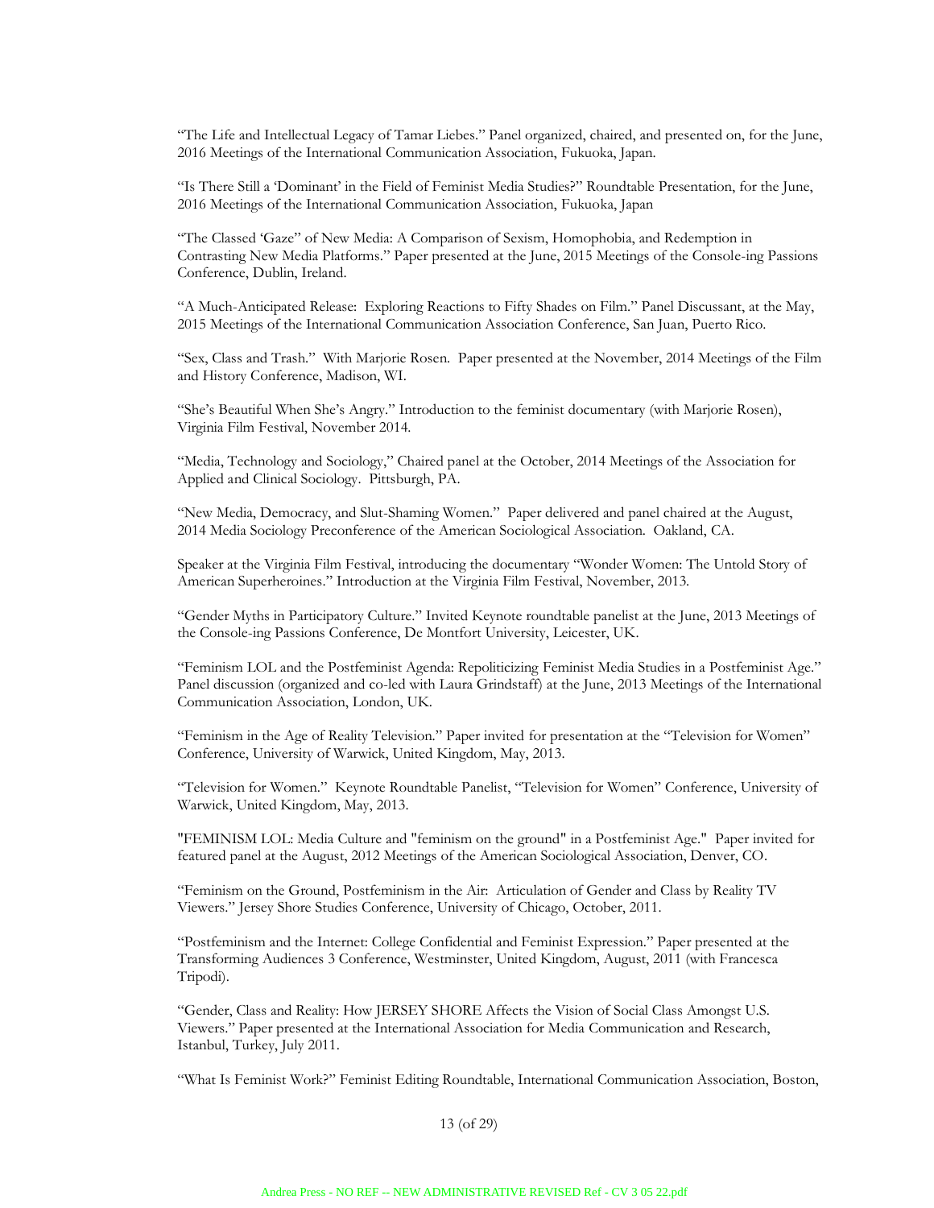"The Life and Intellectual Legacy of Tamar Liebes." Panel organized, chaired, and presented on, for the June, 2016 Meetings of the International Communication Association, Fukuoka, Japan.

"Is There Still a 'Dominant' in the Field of Feminist Media Studies?" Roundtable Presentation, for the June, 2016 Meetings of the International Communication Association, Fukuoka, Japan

"The Classed 'Gaze" of New Media: A Comparison of Sexism, Homophobia, and Redemption in Contrasting New Media Platforms." Paper presented at the June, 2015 Meetings of the Console-ing Passions Conference, Dublin, Ireland.

"A Much-Anticipated Release: Exploring Reactions to Fifty Shades on Film." Panel Discussant, at the May, 2015 Meetings of the International Communication Association Conference, San Juan, Puerto Rico.

"Sex, Class and Trash." With Marjorie Rosen. Paper presented at the November, 2014 Meetings of the Film and History Conference, Madison, WI.

"She's Beautiful When She's Angry." Introduction to the feminist documentary (with Marjorie Rosen), Virginia Film Festival, November 2014.

"Media, Technology and Sociology," Chaired panel at the October, 2014 Meetings of the Association for Applied and Clinical Sociology. Pittsburgh, PA.

"New Media, Democracy, and Slut-Shaming Women." Paper delivered and panel chaired at the August, 2014 Media Sociology Preconference of the American Sociological Association. Oakland, CA.

Speaker at the Virginia Film Festival, introducing the documentary "Wonder Women: The Untold Story of American Superheroines." Introduction at the Virginia Film Festival, November, 2013.

"Gender Myths in Participatory Culture." Invited Keynote roundtable panelist at the June, 2013 Meetings of the Console-ing Passions Conference, De Montfort University, Leicester, UK.

"Feminism LOL and the Postfeminist Agenda: Repoliticizing Feminist Media Studies in a Postfeminist Age." Panel discussion (organized and co-led with Laura Grindstaff) at the June, 2013 Meetings of the International Communication Association, London, UK.

"Feminism in the Age of Reality Television." Paper invited for presentation at the "Television for Women" Conference, University of Warwick, United Kingdom, May, 2013.

"Television for Women." Keynote Roundtable Panelist, "Television for Women" Conference, University of Warwick, United Kingdom, May, 2013.

"FEMINISM LOL: Media Culture and "feminism on the ground" in a Postfeminist Age." Paper invited for featured panel at the August, 2012 Meetings of the American Sociological Association, Denver, CO.

"Feminism on the Ground, Postfeminism in the Air: Articulation of Gender and Class by Reality TV Viewers." Jersey Shore Studies Conference, University of Chicago, October, 2011.

"Postfeminism and the Internet: College Confidential and Feminist Expression." Paper presented at the Transforming Audiences 3 Conference, Westminster, United Kingdom, August, 2011 (with Francesca Tripodi).

"Gender, Class and Reality: How JERSEY SHORE Affects the Vision of Social Class Amongst U.S. Viewers." Paper presented at the International Association for Media Communication and Research, Istanbul, Turkey, July 2011.

"What Is Feminist Work?" Feminist Editing Roundtable, International Communication Association, Boston,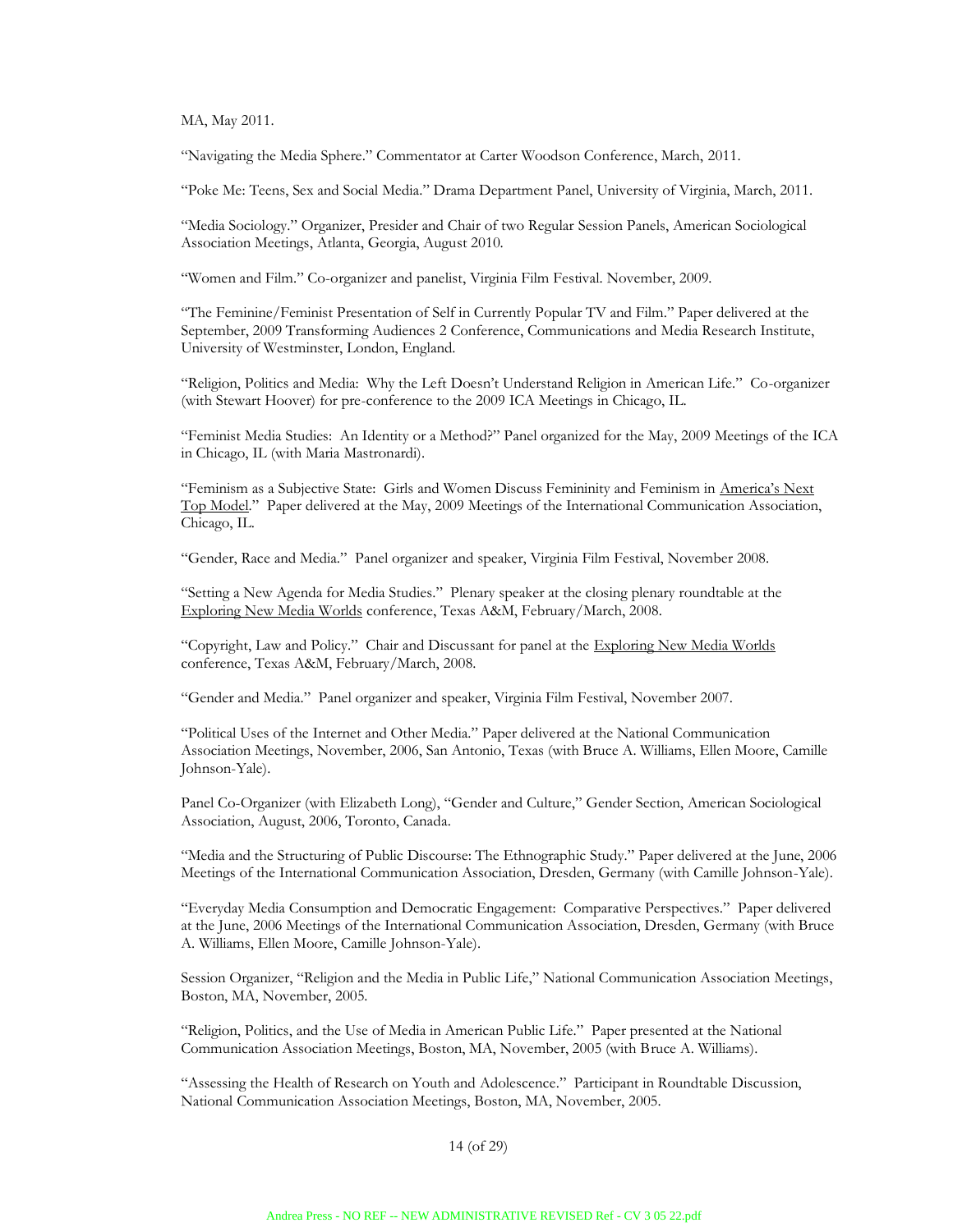MA, May 2011.

"Navigating the Media Sphere." Commentator at Carter Woodson Conference, March, 2011.

"Poke Me: Teens, Sex and Social Media." Drama Department Panel, University of Virginia, March, 2011.

"Media Sociology." Organizer, Presider and Chair of two Regular Session Panels, American Sociological Association Meetings, Atlanta, Georgia, August 2010.

"Women and Film." Co-organizer and panelist, Virginia Film Festival. November, 2009.

"The Feminine/Feminist Presentation of Self in Currently Popular TV and Film." Paper delivered at the September, 2009 Transforming Audiences 2 Conference, Communications and Media Research Institute, University of Westminster, London, England.

"Religion, Politics and Media: Why the Left Doesn't Understand Religion in American Life." Co-organizer (with Stewart Hoover) for pre-conference to the 2009 ICA Meetings in Chicago, IL.

"Feminist Media Studies: An Identity or a Method?" Panel organized for the May, 2009 Meetings of the ICA in Chicago, IL (with Maria Mastronardi).

"Feminism as a Subjective State: Girls and Women Discuss Femininity and Feminism in America's Next Top Model." Paper delivered at the May, 2009 Meetings of the International Communication Association, Chicago, IL.

"Gender, Race and Media." Panel organizer and speaker, Virginia Film Festival, November 2008.

"Setting a New Agenda for Media Studies." Plenary speaker at the closing plenary roundtable at the Exploring New Media Worlds conference, Texas A&M, February/March, 2008.

"Copyright, Law and Policy." Chair and Discussant for panel at the Exploring New Media Worlds conference, Texas A&M, February/March, 2008.

"Gender and Media." Panel organizer and speaker, Virginia Film Festival, November 2007.

"Political Uses of the Internet and Other Media." Paper delivered at the National Communication Association Meetings, November, 2006, San Antonio, Texas (with Bruce A. Williams, Ellen Moore, Camille Johnson-Yale).

Panel Co-Organizer (with Elizabeth Long), "Gender and Culture," Gender Section, American Sociological Association, August, 2006, Toronto, Canada.

"Media and the Structuring of Public Discourse: The Ethnographic Study." Paper delivered at the June, 2006 Meetings of the International Communication Association, Dresden, Germany (with Camille Johnson-Yale).

"Everyday Media Consumption and Democratic Engagement: Comparative Perspectives." Paper delivered at the June, 2006 Meetings of the International Communication Association, Dresden, Germany (with Bruce A. Williams, Ellen Moore, Camille Johnson-Yale).

Session Organizer, "Religion and the Media in Public Life," National Communication Association Meetings, Boston, MA, November, 2005.

"Religion, Politics, and the Use of Media in American Public Life." Paper presented at the National Communication Association Meetings, Boston, MA, November, 2005 (with Bruce A. Williams).

"Assessing the Health of Research on Youth and Adolescence." Participant in Roundtable Discussion, National Communication Association Meetings, Boston, MA, November, 2005.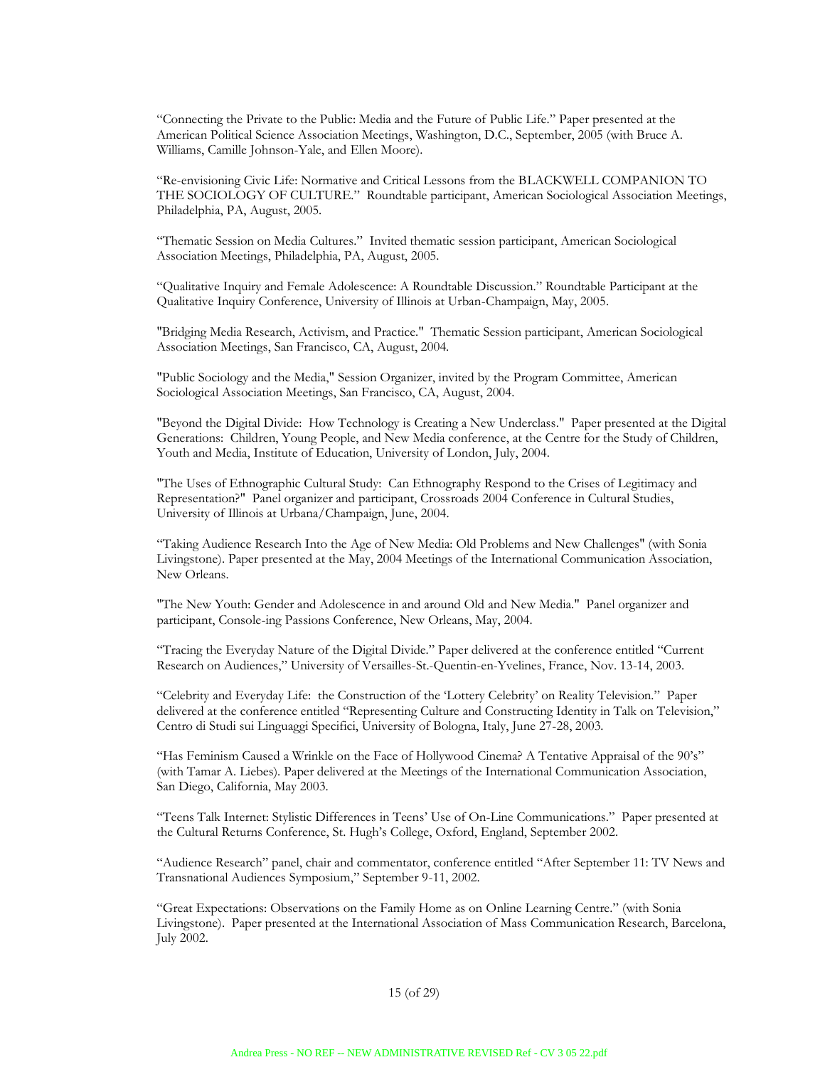"Connecting the Private to the Public: Media and the Future of Public Life." Paper presented at the American Political Science Association Meetings, Washington, D.C., September, 2005 (with Bruce A. Williams, Camille Johnson-Yale, and Ellen Moore).

"Re-envisioning Civic Life: Normative and Critical Lessons from the BLACKWELL COMPANION TO THE SOCIOLOGY OF CULTURE." Roundtable participant, American Sociological Association Meetings, Philadelphia, PA, August, 2005.

"Thematic Session on Media Cultures." Invited thematic session participant, American Sociological Association Meetings, Philadelphia, PA, August, 2005.

"Qualitative Inquiry and Female Adolescence: A Roundtable Discussion." Roundtable Participant at the Qualitative Inquiry Conference, University of Illinois at Urban-Champaign, May, 2005.

"Bridging Media Research, Activism, and Practice." Thematic Session participant, American Sociological Association Meetings, San Francisco, CA, August, 2004.

"Public Sociology and the Media," Session Organizer, invited by the Program Committee, American Sociological Association Meetings, San Francisco, CA, August, 2004.

"Beyond the Digital Divide: How Technology is Creating a New Underclass." Paper presented at the Digital Generations: Children, Young People, and New Media conference, at the Centre for the Study of Children, Youth and Media, Institute of Education, University of London, July, 2004.

"The Uses of Ethnographic Cultural Study: Can Ethnography Respond to the Crises of Legitimacy and Representation?" Panel organizer and participant, Crossroads 2004 Conference in Cultural Studies, University of Illinois at Urbana/Champaign, June, 2004.

"Taking Audience Research Into the Age of New Media: Old Problems and New Challenges" (with Sonia Livingstone). Paper presented at the May, 2004 Meetings of the International Communication Association, New Orleans.

"The New Youth: Gender and Adolescence in and around Old and New Media." Panel organizer and participant, Console-ing Passions Conference, New Orleans, May, 2004.

"Tracing the Everyday Nature of the Digital Divide." Paper delivered at the conference entitled "Current Research on Audiences," University of Versailles-St.-Quentin-en-Yvelines, France, Nov. 13-14, 2003.

"Celebrity and Everyday Life: the Construction of the 'Lottery Celebrity' on Reality Television." Paper delivered at the conference entitled "Representing Culture and Constructing Identity in Talk on Television," Centro di Studi sui Linguaggi Specifici, University of Bologna, Italy, June 27-28, 2003.

"Has Feminism Caused a Wrinkle on the Face of Hollywood Cinema? A Tentative Appraisal of the 90's" (with Tamar A. Liebes). Paper delivered at the Meetings of the International Communication Association, San Diego, California, May 2003.

"Teens Talk Internet: Stylistic Differences in Teens' Use of On-Line Communications." Paper presented at the Cultural Returns Conference, St. Hugh's College, Oxford, England, September 2002.

"Audience Research" panel, chair and commentator, conference entitled "After September 11: TV News and Transnational Audiences Symposium," September 9-11, 2002.

"Great Expectations: Observations on the Family Home as on Online Learning Centre." (with Sonia Livingstone). Paper presented at the International Association of Mass Communication Research, Barcelona, July 2002.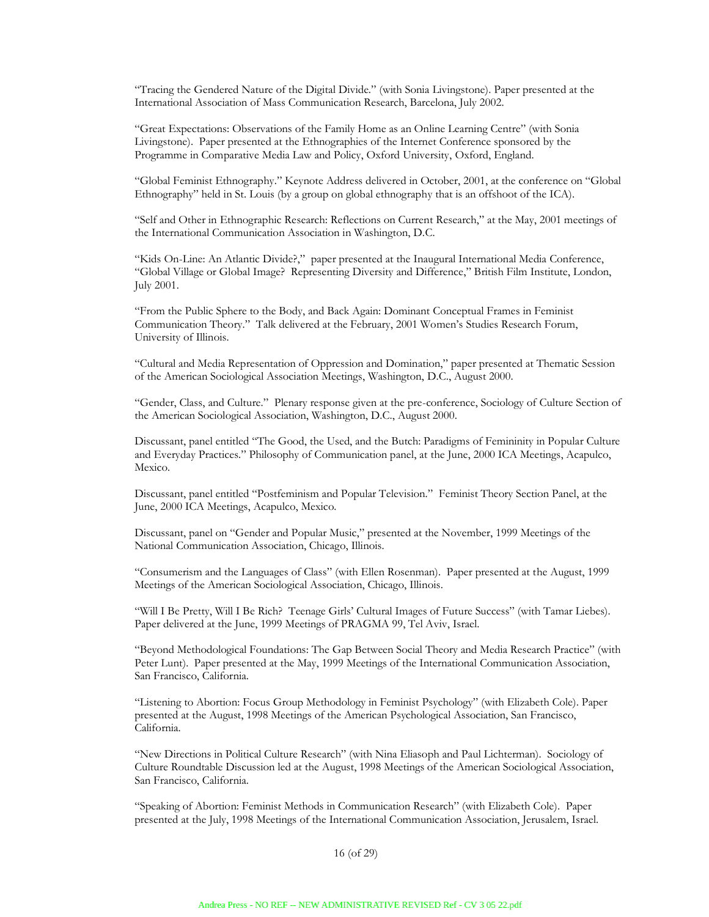"Tracing the Gendered Nature of the Digital Divide." (with Sonia Livingstone). Paper presented at the International Association of Mass Communication Research, Barcelona, July 2002.

"Great Expectations: Observations of the Family Home as an Online Learning Centre" (with Sonia Livingstone). Paper presented at the Ethnographies of the Internet Conference sponsored by the Programme in Comparative Media Law and Policy, Oxford University, Oxford, England.

"Global Feminist Ethnography." Keynote Address delivered in October, 2001, at the conference on "Global Ethnography" held in St. Louis (by a group on global ethnography that is an offshoot of the ICA).

"Self and Other in Ethnographic Research: Reflections on Current Research," at the May, 2001 meetings of the International Communication Association in Washington, D.C.

"Kids On-Line: An Atlantic Divide?," paper presented at the Inaugural International Media Conference, "Global Village or Global Image? Representing Diversity and Difference," British Film Institute, London, July 2001.

"From the Public Sphere to the Body, and Back Again: Dominant Conceptual Frames in Feminist Communication Theory." Talk delivered at the February, 2001 Women's Studies Research Forum, University of Illinois.

"Cultural and Media Representation of Oppression and Domination," paper presented at Thematic Session of the American Sociological Association Meetings, Washington, D.C., August 2000.

"Gender, Class, and Culture." Plenary response given at the pre-conference, Sociology of Culture Section of the American Sociological Association, Washington, D.C., August 2000.

Discussant, panel entitled "The Good, the Used, and the Butch: Paradigms of Femininity in Popular Culture and Everyday Practices." Philosophy of Communication panel, at the June, 2000 ICA Meetings, Acapulco, Mexico.

Discussant, panel entitled "Postfeminism and Popular Television." Feminist Theory Section Panel, at the June, 2000 ICA Meetings, Acapulco, Mexico.

Discussant, panel on "Gender and Popular Music," presented at the November, 1999 Meetings of the National Communication Association, Chicago, Illinois.

"Consumerism and the Languages of Class" (with Ellen Rosenman). Paper presented at the August, 1999 Meetings of the American Sociological Association, Chicago, Illinois.

"Will I Be Pretty, Will I Be Rich? Teenage Girls' Cultural Images of Future Success" (with Tamar Liebes). Paper delivered at the June, 1999 Meetings of PRAGMA 99, Tel Aviv, Israel.

"Beyond Methodological Foundations: The Gap Between Social Theory and Media Research Practice" (with Peter Lunt). Paper presented at the May, 1999 Meetings of the International Communication Association, San Francisco, California.

"Listening to Abortion: Focus Group Methodology in Feminist Psychology" (with Elizabeth Cole). Paper presented at the August, 1998 Meetings of the American Psychological Association, San Francisco, California.

"New Directions in Political Culture Research" (with Nina Eliasoph and Paul Lichterman). Sociology of Culture Roundtable Discussion led at the August, 1998 Meetings of the American Sociological Association, San Francisco, California.

"Speaking of Abortion: Feminist Methods in Communication Research" (with Elizabeth Cole). Paper presented at the July, 1998 Meetings of the International Communication Association, Jerusalem, Israel.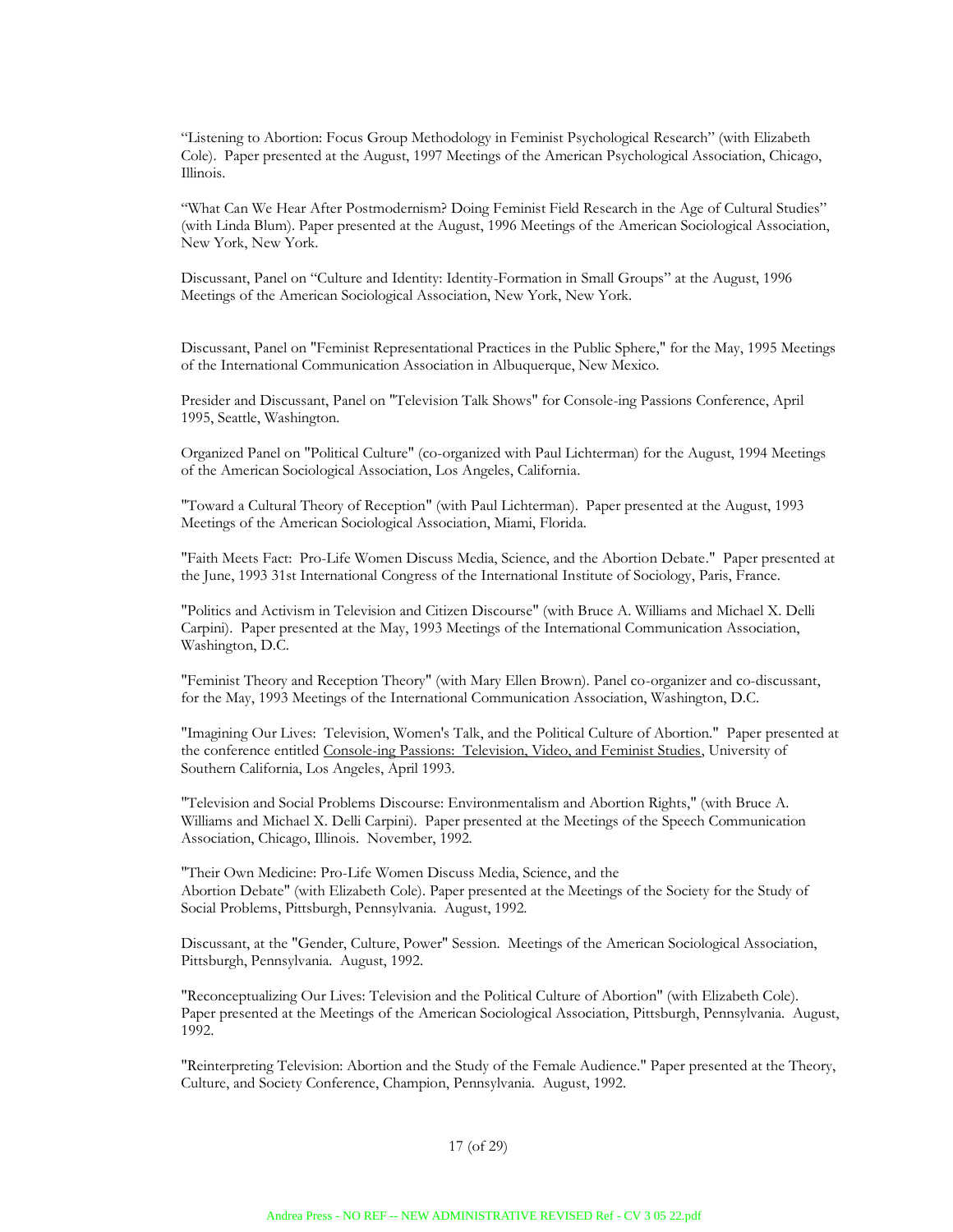“Listening to Abortion: Focus Group Methodology in Feminist Psychological Research” (with Elizabeth Cole). Paper presented at the August, 1997 Meetings of the American Psychological Association, Chicago, Illinois.

“What Can We Hear After Postmodernism? Doing Feminist Field Research in the Age of Cultural Studies” (with Linda Blum). Paper presented at the August, 1996 Meetings of the American Sociological Association, New York, New York.

Discussant, Panel on “Culture and Identity: Identity-Formation in Small Groups” at the August, 1996 Meetings of the American Sociological Association, New York, New York.

Discussant, Panel on "Feminist Representational Practices in the Public Sphere," for the May, 1995 Meetings of the International Communication Association in Albuquerque, New Mexico.

Presider and Discussant, Panel on "Television Talk Shows" for Console-ing Passions Conference, April 1995, Seattle, Washington.

Organized Panel on "Political Culture" (co-organized with Paul Lichterman) for the August, 1994 Meetings of the American Sociological Association, Los Angeles, California.

"Toward a Cultural Theory of Reception" (with Paul Lichterman). Paper presented at the August, 1993 Meetings of the American Sociological Association, Miami, Florida.

"Faith Meets Fact: Pro-Life Women Discuss Media, Science, and the Abortion Debate." Paper presented at the June, 1993 31st International Congress of the International Institute of Sociology, Paris, France.

"Politics and Activism in Television and Citizen Discourse" (with Bruce A. Williams and Michael X. Delli Carpini). Paper presented at the May, 1993 Meetings of the International Communication Association, Washington, D.C.

"Feminist Theory and Reception Theory" (with Mary Ellen Brown). Panel co-organizer and co-discussant, for the May, 1993 Meetings of the International Communication Association, Washington, D.C.

"Imagining Our Lives: Television, Women's Talk, and the Political Culture of Abortion." Paper presented at the conference entitled Console-ing Passions: Television, Video, and Feminist Studies, University of Southern California, Los Angeles, April 1993.

"Television and Social Problems Discourse: Environmentalism and Abortion Rights," (with Bruce A. Williams and Michael X. Delli Carpini). Paper presented at the Meetings of the Speech Communication Association, Chicago, Illinois. November, 1992.

"Their Own Medicine: Pro-Life Women Discuss Media, Science, and the Abortion Debate" (with Elizabeth Cole). Paper presented at the Meetings of the Society for the Study of Social Problems, Pittsburgh, Pennsylvania. August, 1992.

Discussant, at the "Gender, Culture, Power" Session. Meetings of the American Sociological Association, Pittsburgh, Pennsylvania. August, 1992.

"Reconceptualizing Our Lives: Television and the Political Culture of Abortion" (with Elizabeth Cole). Paper presented at the Meetings of the American Sociological Association, Pittsburgh, Pennsylvania. August, 1992.

"Reinterpreting Television: Abortion and the Study of the Female Audience." Paper presented at the Theory, Culture, and Society Conference, Champion, Pennsylvania. August, 1992.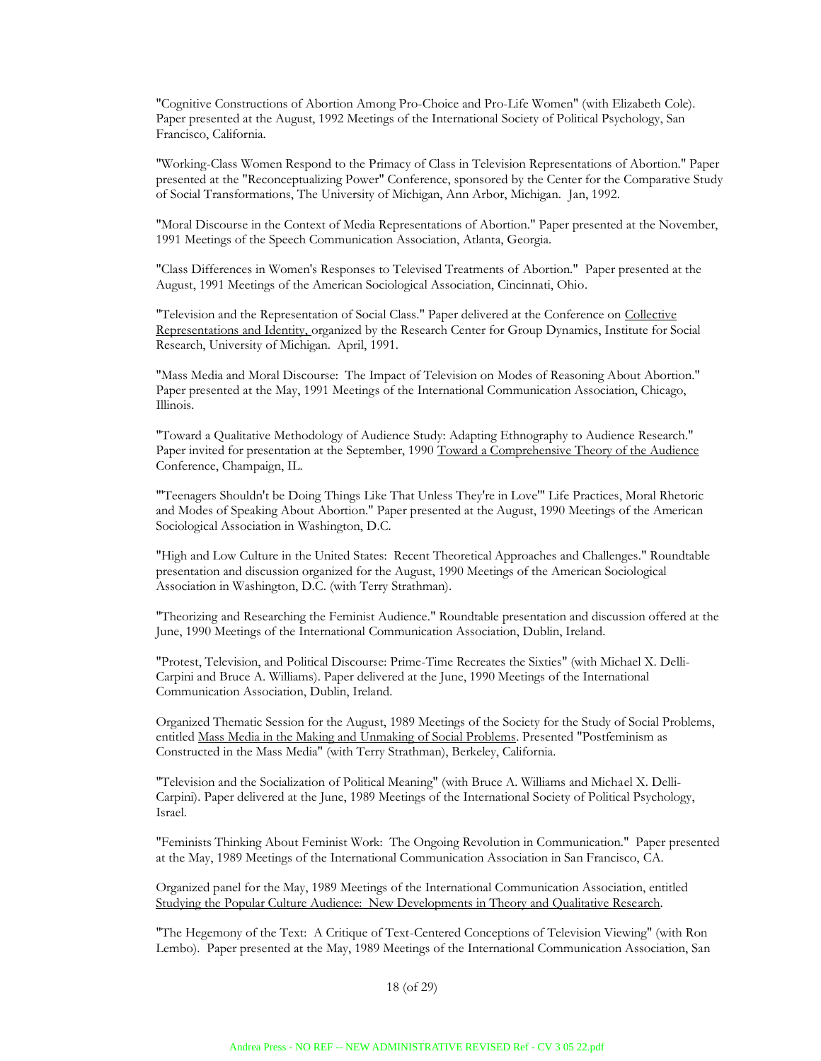"Cognitive Constructions of Abortion Among Pro-Choice and Pro-Life Women" (with Elizabeth Cole). Paper presented at the August, 1992 Meetings of the International Society of Political Psychology, San Francisco, California.

"Working-Class Women Respond to the Primacy of Class in Television Representations of Abortion." Paper presented at the "Reconceptualizing Power" Conference, sponsored by the Center for the Comparative Study of Social Transformations, The University of Michigan, Ann Arbor, Michigan. Jan, 1992.

"Moral Discourse in the Context of Media Representations of Abortion." Paper presented at the November, 1991 Meetings of the Speech Communication Association, Atlanta, Georgia.

"Class Differences in Women's Responses to Televised Treatments of Abortion." Paper presented at the August, 1991 Meetings of the American Sociological Association, Cincinnati, Ohio.

"Television and the Representation of Social Class." Paper delivered at the Conference on Collective Representations and Identity, organized by the Research Center for Group Dynamics, Institute for Social Research, University of Michigan. April, 1991.

"Mass Media and Moral Discourse: The Impact of Television on Modes of Reasoning About Abortion." Paper presented at the May, 1991 Meetings of the International Communication Association, Chicago, Illinois.

"Toward a Qualitative Methodology of Audience Study: Adapting Ethnography to Audience Research." Paper invited for presentation at the September, 1990 Toward a Comprehensive Theory of the Audience Conference, Champaign, IL.

""Teenagers Shouldn't be Doing Things Like That Unless They're in Love"' Life Practices, Moral Rhetoric and Modes of Speaking About Abortion." Paper presented at the August, 1990 Meetings of the American Sociological Association in Washington, D.C.

"High and Low Culture in the United States: Recent Theoretical Approaches and Challenges." Roundtable presentation and discussion organized for the August, 1990 Meetings of the American Sociological Association in Washington, D.C. (with Terry Strathman).

"Theorizing and Researching the Feminist Audience." Roundtable presentation and discussion offered at the June, 1990 Meetings of the International Communication Association, Dublin, Ireland.

"Protest, Television, and Political Discourse: Prime-Time Recreates the Sixties" (with Michael X. Delli-Carpini and Bruce A. Williams). Paper delivered at the June, 1990 Meetings of the International Communication Association, Dublin, Ireland.

Organized Thematic Session for the August, 1989 Meetings of the Society for the Study of Social Problems, entitled Mass Media in the Making and Unmaking of Social Problems. Presented "Postfeminism as Constructed in the Mass Media" (with Terry Strathman), Berkeley, California.

"Television and the Socialization of Political Meaning" (with Bruce A. Williams and Michael X. Delli-Carpini). Paper delivered at the June, 1989 Meetings of the International Society of Political Psychology, Israel.

"Feminists Thinking About Feminist Work: The Ongoing Revolution in Communication." Paper presented at the May, 1989 Meetings of the International Communication Association in San Francisco, CA.

Organized panel for the May, 1989 Meetings of the International Communication Association, entitled Studying the Popular Culture Audience: New Developments in Theory and Qualitative Research.

"The Hegemony of the Text: A Critique of Text-Centered Conceptions of Television Viewing" (with Ron Lembo). Paper presented at the May, 1989 Meetings of the International Communication Association, San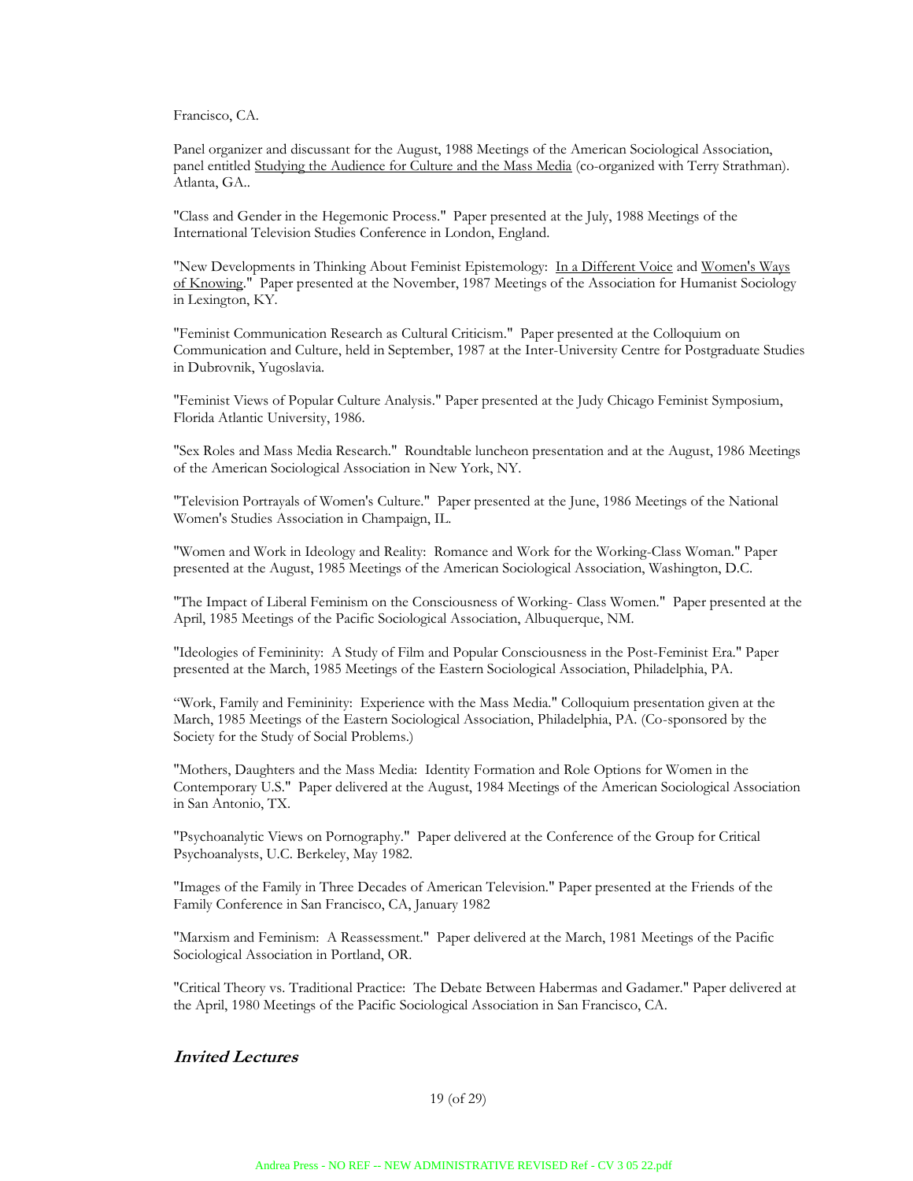Francisco, CA.

Panel organizer and discussant for the August, 1988 Meetings of the American Sociological Association, panel entitled Studying the Audience for Culture and the Mass Media (co-organized with Terry Strathman). Atlanta, GA..

"Class and Gender in the Hegemonic Process." Paper presented at the July, 1988 Meetings of the International Television Studies Conference in London, England.

"New Developments in Thinking About Feminist Epistemology: In a Different Voice and Women's Ways of Knowing." Paper presented at the November, 1987 Meetings of the Association for Humanist Sociology in Lexington, KY.

"Feminist Communication Research as Cultural Criticism." Paper presented at the Colloquium on Communication and Culture, held in September, 1987 at the Inter-University Centre for Postgraduate Studies in Dubrovnik, Yugoslavia.

"Feminist Views of Popular Culture Analysis." Paper presented at the Judy Chicago Feminist Symposium, Florida Atlantic University, 1986.

"Sex Roles and Mass Media Research." Roundtable luncheon presentation and at the August, 1986 Meetings of the American Sociological Association in New York, NY.

"Television Portrayals of Women's Culture." Paper presented at the June, 1986 Meetings of the National Women's Studies Association in Champaign, IL.

"Women and Work in Ideology and Reality: Romance and Work for the Working-Class Woman." Paper presented at the August, 1985 Meetings of the American Sociological Association, Washington, D.C.

"The Impact of Liberal Feminism on the Consciousness of Working- Class Women." Paper presented at the April, 1985 Meetings of the Pacific Sociological Association, Albuquerque, NM.

"Ideologies of Femininity: A Study of Film and Popular Consciousness in the Post-Feminist Era." Paper presented at the March, 1985 Meetings of the Eastern Sociological Association, Philadelphia, PA.

"Work, Family and Femininity: Experience with the Mass Media." Colloquium presentation given at the March, 1985 Meetings of the Eastern Sociological Association, Philadelphia, PA. (Co-sponsored by the Society for the Study of Social Problems.)

"Mothers, Daughters and the Mass Media: Identity Formation and Role Options for Women in the Contemporary U.S." Paper delivered at the August, 1984 Meetings of the American Sociological Association in San Antonio, TX.

"Psychoanalytic Views on Pornography." Paper delivered at the Conference of the Group for Critical Psychoanalysts, U.C. Berkeley, May 1982.

"Images of the Family in Three Decades of American Television." Paper presented at the Friends of the Family Conference in San Francisco, CA, January 1982

"Marxism and Feminism: A Reassessment." Paper delivered at the March, 1981 Meetings of the Pacific Sociological Association in Portland, OR.

"Critical Theory vs. Traditional Practice: The Debate Between Habermas and Gadamer." Paper delivered at the April, 1980 Meetings of the Pacific Sociological Association in San Francisco, CA.

## ***Invited Lectures***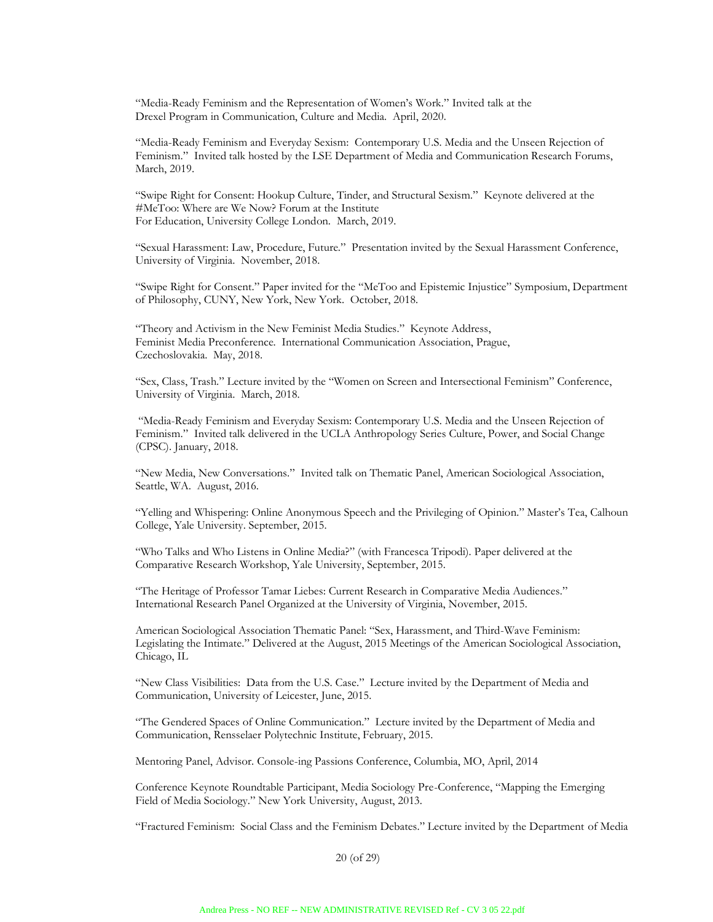"Media-Ready Feminism and the Representation of Women's Work." Invited talk at the Drexel Program in Communication, Culture and Media. April, 2020.

"Media-Ready Feminism and Everyday Sexism: Contemporary U.S. Media and the Unseen Rejection of Feminism." Invited talk hosted by the LSE Department of Media and Communication Research Forums, March, 2019.

"Swipe Right for Consent: Hookup Culture, Tinder, and Structural Sexism." Keynote delivered at the #MeToo: Where are We Now? Forum at the Institute For Education, University College London. March, 2019.

"Sexual Harassment: Law, Procedure, Future." Presentation invited by the Sexual Harassment Conference, University of Virginia. November, 2018.

"Swipe Right for Consent." Paper invited for the "MeToo and Epistemic Injustice" Symposium, Department of Philosophy, CUNY, New York, New York. October, 2018.

"Theory and Activism in the New Feminist Media Studies." Keynote Address, Feminist Media Preconference. International Communication Association, Prague, Czechoslovakia. May, 2018.

"Sex, Class, Trash." Lecture invited by the "Women on Screen and Intersectional Feminism" Conference, University of Virginia. March, 2018.

"Media-Ready Feminism and Everyday Sexism: Contemporary U.S. Media and the Unseen Rejection of Feminism." Invited talk delivered in the UCLA Anthropology Series Culture, Power, and Social Change (CPSC). January, 2018.

"New Media, New Conversations." Invited talk on Thematic Panel, American Sociological Association, Seattle, WA. August, 2016.

"Yelling and Whispering: Online Anonymous Speech and the Privileging of Opinion." Master's Tea, Calhoun College, Yale University. September, 2015.

"Who Talks and Who Listens in Online Media?" (with Francesca Tripodi). Paper delivered at the Comparative Research Workshop, Yale University, September, 2015.

"The Heritage of Professor Tamar Liebes: Current Research in Comparative Media Audiences." International Research Panel Organized at the University of Virginia, November, 2015.

American Sociological Association Thematic Panel: "Sex, Harassment, and Third-Wave Feminism: Legislating the Intimate." Delivered at the August, 2015 Meetings of the American Sociological Association, Chicago, IL

"New Class Visibilities: Data from the U.S. Case." Lecture invited by the Department of Media and Communication, University of Leicester, June, 2015.

"The Gendered Spaces of Online Communication." Lecture invited by the Department of Media and Communication, Rensselaer Polytechnic Institute, February, 2015.

Mentoring Panel, Advisor. Console-ing Passions Conference, Columbia, MO, April, 2014

Conference Keynote Roundtable Participant, Media Sociology Pre-Conference, "Mapping the Emerging Field of Media Sociology." New York University, August, 2013.

"Fractured Feminism: Social Class and the Feminism Debates." Lecture invited by the Department of Media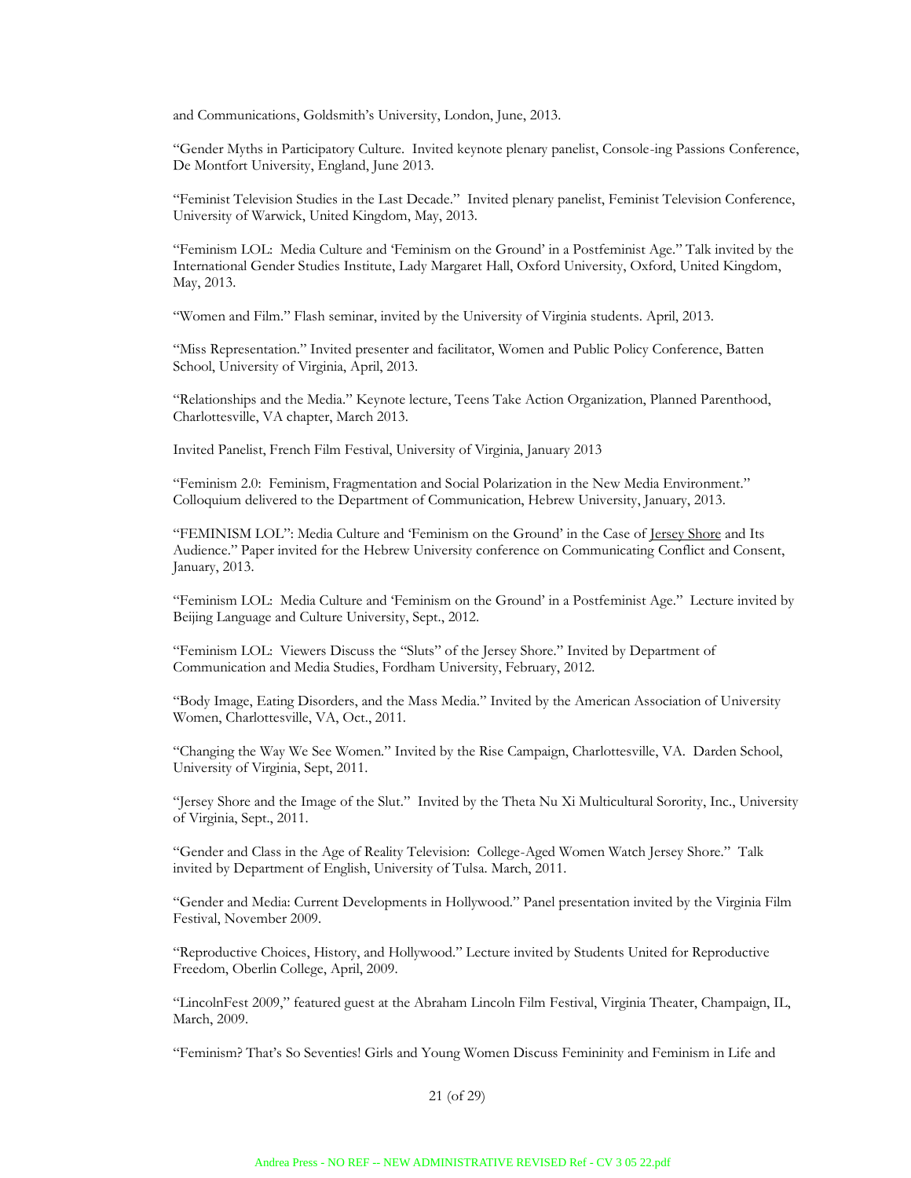and Communications, Goldsmith's University, London, June, 2013.

"Gender Myths in Participatory Culture. Invited keynote plenary panelist, Console-ing Passions Conference, De Montfort University, England, June 2013.

"Feminist Television Studies in the Last Decade." Invited plenary panelist, Feminist Television Conference, University of Warwick, United Kingdom, May, 2013.

"Feminism LOL: Media Culture and 'Feminism on the Ground' in a Postfeminist Age." Talk invited by the International Gender Studies Institute, Lady Margaret Hall, Oxford University, Oxford, United Kingdom, May, 2013.

"Women and Film." Flash seminar, invited by the University of Virginia students. April, 2013.

"Miss Representation." Invited presenter and facilitator, Women and Public Policy Conference, Batten School, University of Virginia, April, 2013.

"Relationships and the Media." Keynote lecture, Teens Take Action Organization, Planned Parenthood, Charlottesville, VA chapter, March 2013.

Invited Panelist, French Film Festival, University of Virginia, January 2013

"Feminism 2.0: Feminism, Fragmentation and Social Polarization in the New Media Environment." Colloquium delivered to the Department of Communication, Hebrew University, January, 2013.

"FEMINISM LOL": Media Culture and 'Feminism on the Ground' in the Case of Jersey Shore and Its Audience." Paper invited for the Hebrew University conference on Communicating Conflict and Consent, January, 2013.

"Feminism LOL: Media Culture and 'Feminism on the Ground' in a Postfeminist Age." Lecture invited by Beijing Language and Culture University, Sept., 2012.

"Feminism LOL: Viewers Discuss the "Sluts" of the Jersey Shore." Invited by Department of Communication and Media Studies, Fordham University, February, 2012.

"Body Image, Eating Disorders, and the Mass Media." Invited by the American Association of University Women, Charlottesville, VA, Oct., 2011.

"Changing the Way We See Women." Invited by the Rise Campaign, Charlottesville, VA. Darden School, University of Virginia, Sept, 2011.

"Jersey Shore and the Image of the Slut." Invited by the Theta Nu Xi Multicultural Sorority, Inc., University of Virginia, Sept., 2011.

"Gender and Class in the Age of Reality Television: College-Aged Women Watch Jersey Shore." Talk invited by Department of English, University of Tulsa. March, 2011.

"Gender and Media: Current Developments in Hollywood." Panel presentation invited by the Virginia Film Festival, November 2009.

"Reproductive Choices, History, and Hollywood." Lecture invited by Students United for Reproductive Freedom, Oberlin College, April, 2009.

"LincolnFest 2009," featured guest at the Abraham Lincoln Film Festival, Virginia Theater, Champaign, IL, March, 2009.

"Feminism? That's So Seventies! Girls and Young Women Discuss Femininity and Feminism in Life and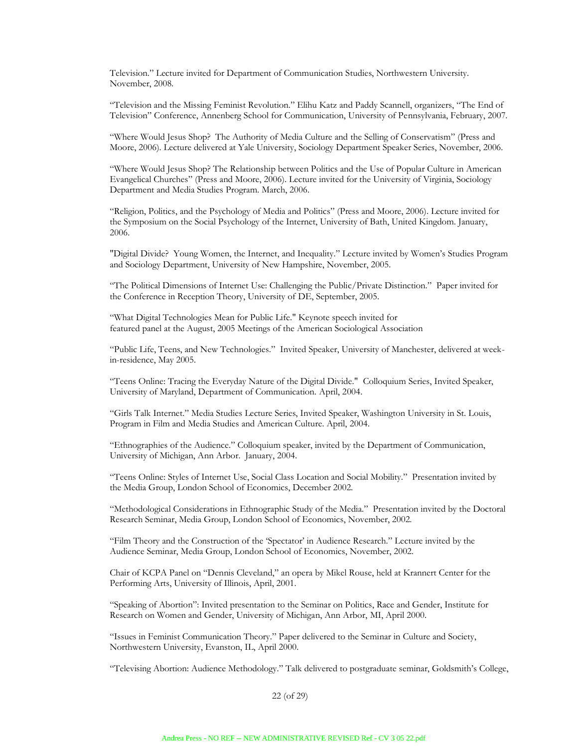Television." Lecture invited for Department of Communication Studies, Northwestern University. November, 2008.

"Television and the Missing Feminist Revolution." Elihu Katz and Paddy Scannell, organizers, "The End of Television" Conference, Annenberg School for Communication, University of Pennsylvania, February, 2007.

"Where Would Jesus Shop? The Authority of Media Culture and the Selling of Conservatism" (Press and Moore, 2006). Lecture delivered at Yale University, Sociology Department Speaker Series, November, 2006.

"Where Would Jesus Shop? The Relationship between Politics and the Use of Popular Culture in American Evangelical Churches" (Press and Moore, 2006). Lecture invited for the University of Virginia, Sociology Department and Media Studies Program. March, 2006.

"Religion, Politics, and the Psychology of Media and Politics" (Press and Moore, 2006). Lecture invited for the Symposium on the Social Psychology of the Internet, University of Bath, United Kingdom. January, 2006.

"Digital Divide? Young Women, the Internet, and Inequality." Lecture invited by Women's Studies Program and Sociology Department, University of New Hampshire, November, 2005.

"The Political Dimensions of Internet Use: Challenging the Public/Private Distinction." Paper invited for the Conference in Reception Theory, University of DE, September, 2005.

"What Digital Technologies Mean for Public Life." Keynote speech invited for featured panel at the August, 2005 Meetings of the American Sociological Association

"Public Life, Teens, and New Technologies." Invited Speaker, University of Manchester, delivered at week-in-residence, May 2005.

"Teens Online: Tracing the Everyday Nature of the Digital Divide." Colloquium Series, Invited Speaker, University of Maryland, Department of Communication. April, 2004.

"Girls Talk Internet." Media Studies Lecture Series, Invited Speaker, Washington University in St. Louis, Program in Film and Media Studies and American Culture. April, 2004.

"Ethnographies of the Audience." Colloquium speaker, invited by the Department of Communication, University of Michigan, Ann Arbor. January, 2004.

"Teens Online: Styles of Internet Use, Social Class Location and Social Mobility." Presentation invited by the Media Group, London School of Economics, December 2002.

"Methodological Considerations in Ethnographic Study of the Media." Presentation invited by the Doctoral Research Seminar, Media Group, London School of Economics, November, 2002.

"Film Theory and the Construction of the 'Spectator' in Audience Research." Lecture invited by the Audience Seminar, Media Group, London School of Economics, November, 2002.

Chair of KCPA Panel on "Dennis Cleveland," an opera by Mikel Rouse, held at Krannert Center for the Performing Arts, University of Illinois, April, 2001.

"Speaking of Abortion": Invited presentation to the Seminar on Politics, Race and Gender, Institute for Research on Women and Gender, University of Michigan, Ann Arbor, MI, April 2000.

"Issues in Feminist Communication Theory." Paper delivered to the Seminar in Culture and Society, Northwestern University, Evanston, IL, April 2000.

"Televising Abortion: Audience Methodology." Talk delivered to postgraduate seminar, Goldsmith's College,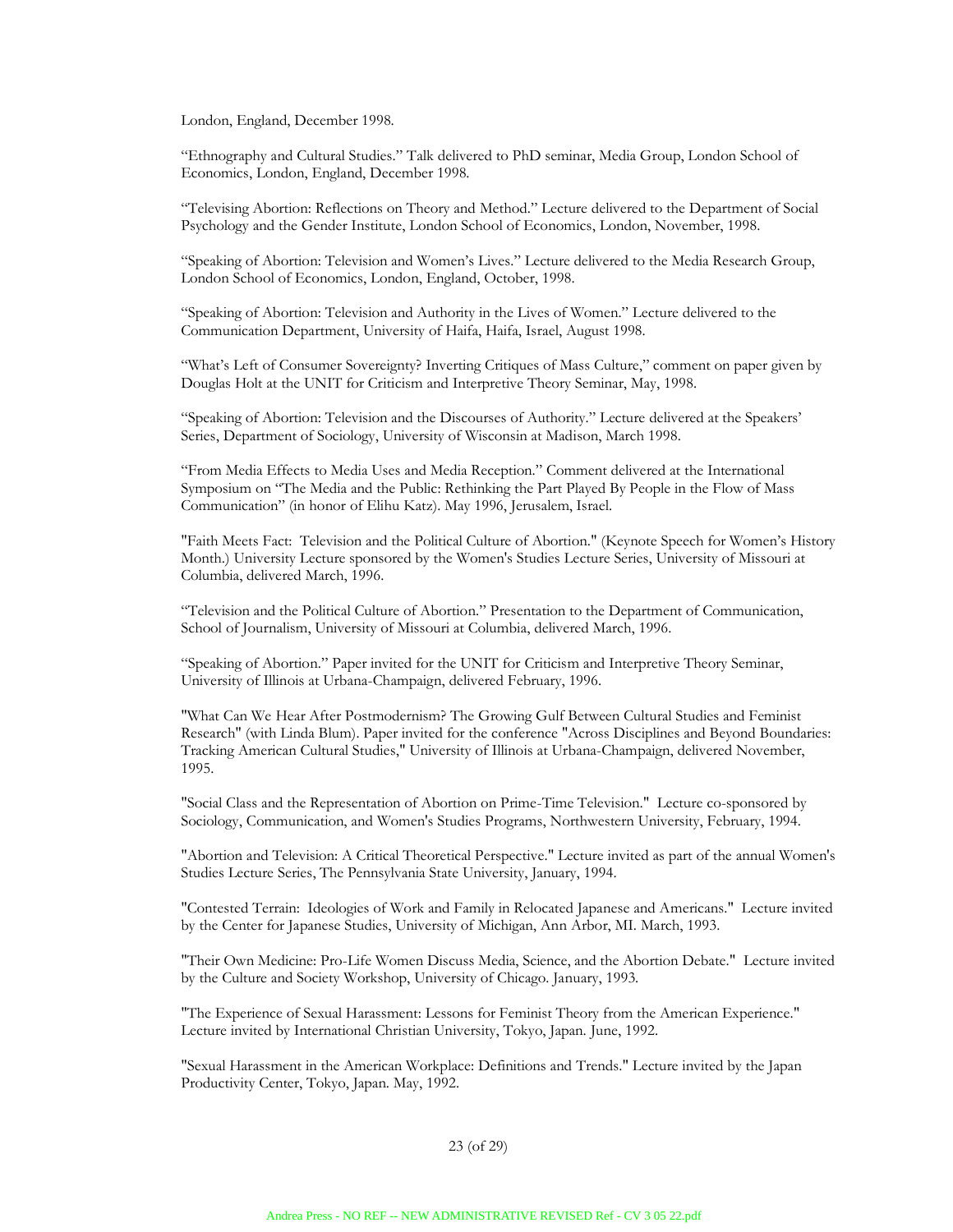London, England, December 1998.

"Ethnography and Cultural Studies." Talk delivered to PhD seminar, Media Group, London School of Economics, London, England, December 1998.

"Televising Abortion: Reflections on Theory and Method." Lecture delivered to the Department of Social Psychology and the Gender Institute, London School of Economics, London, November, 1998.

"Speaking of Abortion: Television and Women's Lives." Lecture delivered to the Media Research Group, London School of Economics, London, England, October, 1998.

"Speaking of Abortion: Television and Authority in the Lives of Women." Lecture delivered to the Communication Department, University of Haifa, Haifa, Israel, August 1998.

"What's Left of Consumer Sovereignty? Inverting Critiques of Mass Culture," comment on paper given by Douglas Holt at the UNIT for Criticism and Interpretive Theory Seminar, May, 1998.

"Speaking of Abortion: Television and the Discourses of Authority." Lecture delivered at the Speakers' Series, Department of Sociology, University of Wisconsin at Madison, March 1998.

"From Media Effects to Media Uses and Media Reception." Comment delivered at the International Symposium on "The Media and the Public: Rethinking the Part Played By People in the Flow of Mass Communication" (in honor of Elihu Katz). May 1996, Jerusalem, Israel.

"Faith Meets Fact: Television and the Political Culture of Abortion." (Keynote Speech for Women's History Month.) University Lecture sponsored by the Women's Studies Lecture Series, University of Missouri at Columbia, delivered March, 1996.

"Television and the Political Culture of Abortion." Presentation to the Department of Communication, School of Journalism, University of Missouri at Columbia, delivered March, 1996.

"Speaking of Abortion." Paper invited for the UNIT for Criticism and Interpretive Theory Seminar, University of Illinois at Urbana-Champaign, delivered February, 1996.

"What Can We Hear After Postmodernism? The Growing Gulf Between Cultural Studies and Feminist Research" (with Linda Blum). Paper invited for the conference "Across Disciplines and Beyond Boundaries: Tracking American Cultural Studies," University of Illinois at Urbana-Champaign, delivered November, 1995.

"Social Class and the Representation of Abortion on Prime-Time Television." Lecture co-sponsored by Sociology, Communication, and Women's Studies Programs, Northwestern University, February, 1994.

"Abortion and Television: A Critical Theoretical Perspective." Lecture invited as part of the annual Women's Studies Lecture Series, The Pennsylvania State University, January, 1994.

"Contested Terrain: Ideologies of Work and Family in Relocated Japanese and Americans." Lecture invited by the Center for Japanese Studies, University of Michigan, Ann Arbor, MI. March, 1993.

"Their Own Medicine: Pro-Life Women Discuss Media, Science, and the Abortion Debate." Lecture invited by the Culture and Society Workshop, University of Chicago. January, 1993.

"The Experience of Sexual Harassment: Lessons for Feminist Theory from the American Experience." Lecture invited by International Christian University, Tokyo, Japan. June, 1992.

"Sexual Harassment in the American Workplace: Definitions and Trends." Lecture invited by the Japan Productivity Center, Tokyo, Japan. May, 1992.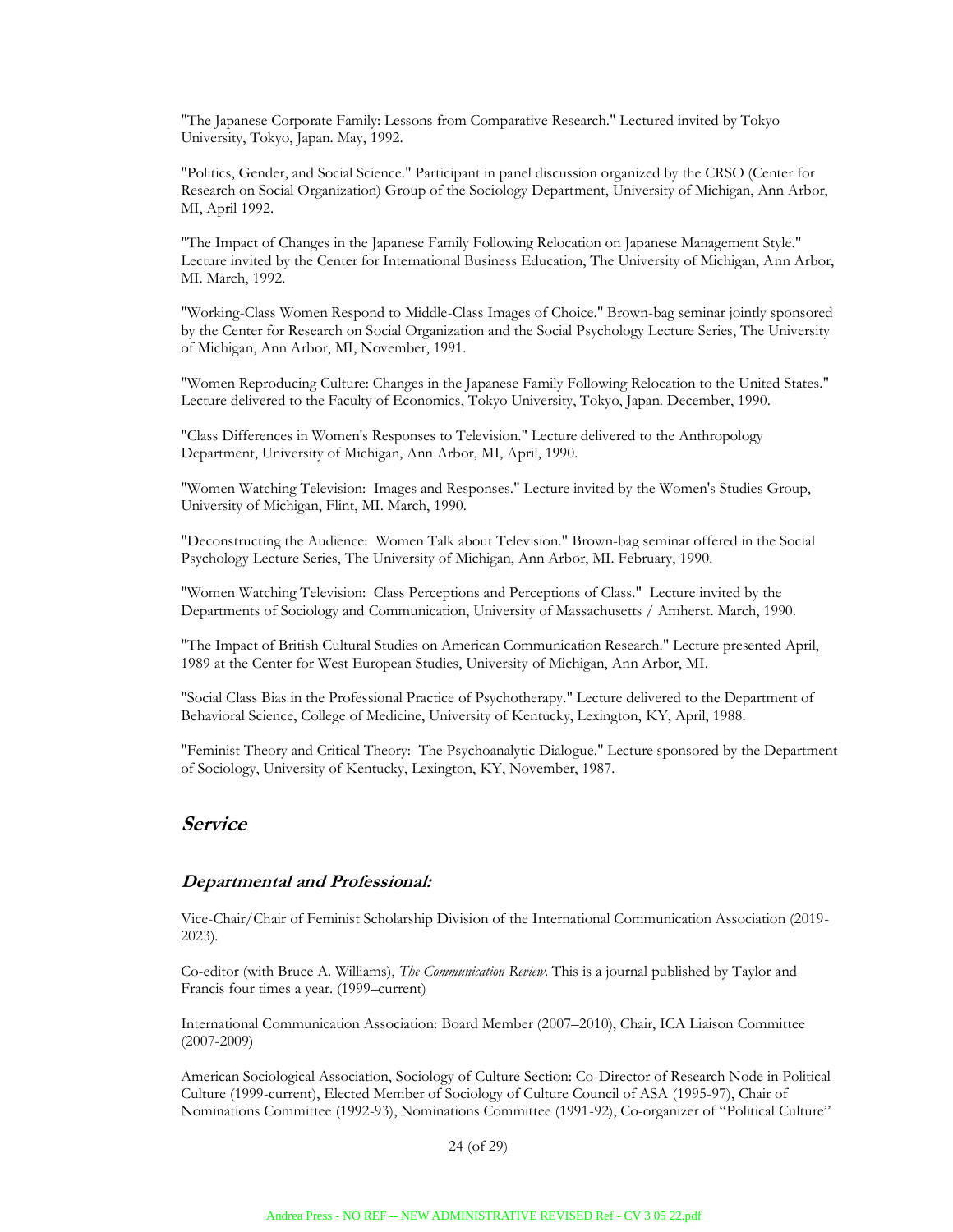"The Japanese Corporate Family: Lessons from Comparative Research." Lectured invited by Tokyo University, Tokyo, Japan. May, 1992.

"Politics, Gender, and Social Science." Participant in panel discussion organized by the CRSO (Center for Research on Social Organization) Group of the Sociology Department, University of Michigan, Ann Arbor, MI, April 1992.

"The Impact of Changes in the Japanese Family Following Relocation on Japanese Management Style." Lecture invited by the Center for International Business Education, The University of Michigan, Ann Arbor, MI. March, 1992.

"Working-Class Women Respond to Middle-Class Images of Choice." Brown-bag seminar jointly sponsored by the Center for Research on Social Organization and the Social Psychology Lecture Series, The University of Michigan, Ann Arbor, MI, November, 1991.

"Women Reproducing Culture: Changes in the Japanese Family Following Relocation to the United States." Lecture delivered to the Faculty of Economics, Tokyo University, Tokyo, Japan. December, 1990.

"Class Differences in Women's Responses to Television." Lecture delivered to the Anthropology Department, University of Michigan, Ann Arbor, MI, April, 1990.

"Women Watching Television: Images and Responses." Lecture invited by the Women's Studies Group, University of Michigan, Flint, MI. March, 1990.

"Deconstructing the Audience: Women Talk about Television." Brown-bag seminar offered in the Social Psychology Lecture Series, The University of Michigan, Ann Arbor, MI. February, 1990.

"Women Watching Television: Class Perceptions and Perceptions of Class." Lecture invited by the Departments of Sociology and Communication, University of Massachusetts / Amherst. March, 1990.

"The Impact of British Cultural Studies on American Communication Research." Lecture presented April, 1989 at the Center for West European Studies, University of Michigan, Ann Arbor, MI.

"Social Class Bias in the Professional Practice of Psychotherapy." Lecture delivered to the Department of Behavioral Science, College of Medicine, University of Kentucky, Lexington, KY, April, 1988.

"Feminist Theory and Critical Theory: The Psychoanalytic Dialogue." Lecture sponsored by the Department of Sociology, University of Kentucky, Lexington, KY, November, 1987.

## *Service*

### *Departmental and Professional:*

Vice-Chair/Chair of Feminist Scholarship Division of the International Communication Association (2019-2023).

Co-editor (with Bruce A. Williams), *The Communication Review*. This is a journal published by Taylor and Francis four times a year. (1999–current)

International Communication Association: Board Member (2007–2010), Chair, ICA Liaison Committee (2007-2009)

American Sociological Association, Sociology of Culture Section: Co-Director of Research Node in Political Culture (1999-current), Elected Member of Sociology of Culture Council of ASA (1995-97), Chair of Nominations Committee (1992-93), Nominations Committee (1991-92), Co-organizer of "Political Culture"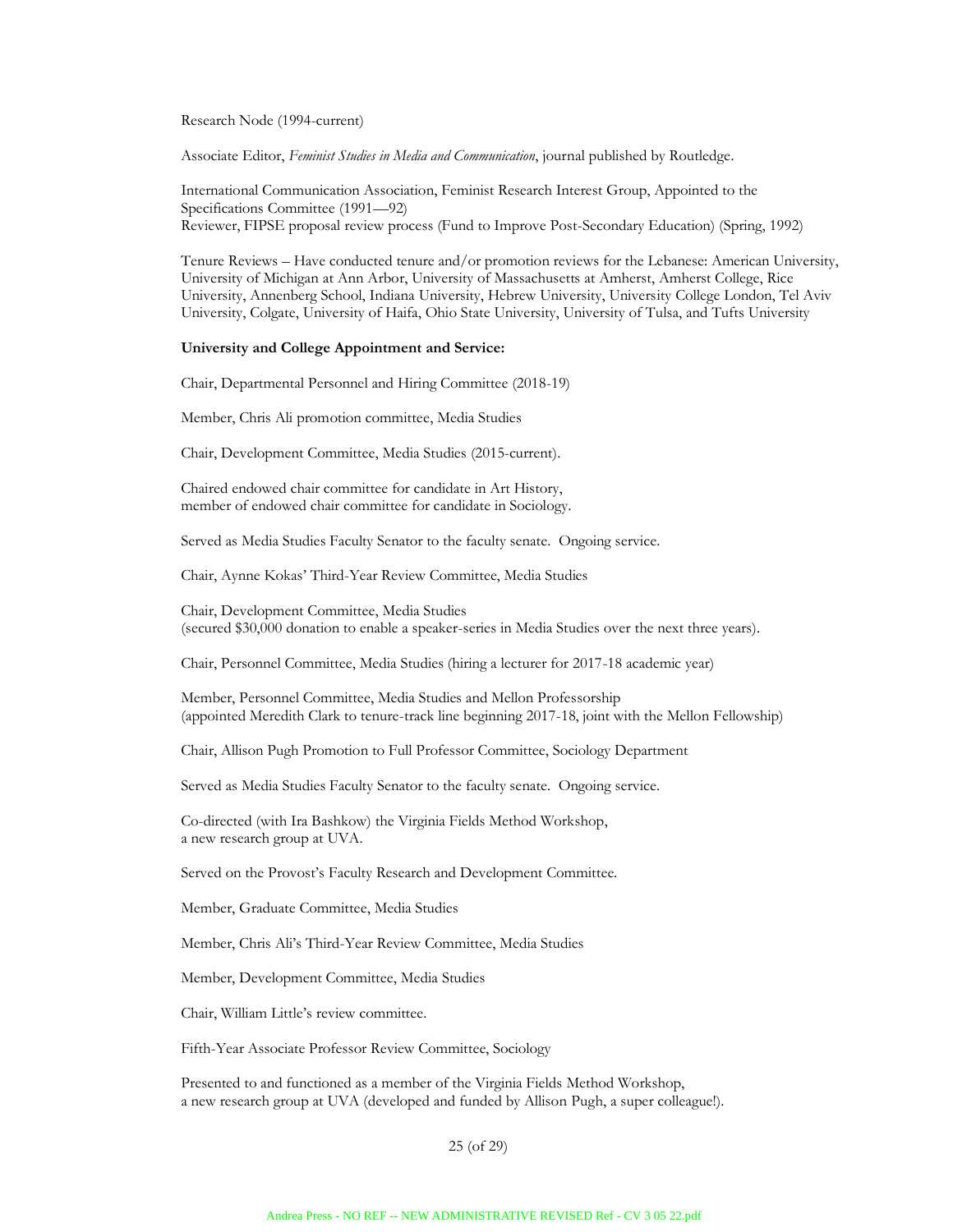Research Node (1994-current)

Associate Editor, *Feminist Studies in Media and Communication*, journal published by Routledge.

International Communication Association, Feminist Research Interest Group, Appointed to the Specifications Committee (1991—92)
Reviewer, FIPSE proposal review process (Fund to Improve Post-Secondary Education) (Spring, 1992)

Tenure Reviews – Have conducted tenure and/or promotion reviews for the Lebanese: American University, University of Michigan at Ann Arbor, University of Massachusetts at Amherst, Amherst College, Rice University, Annenberg School, Indiana University, Hebrew University, University College London, Tel Aviv University, Colgate, University of Haifa, Ohio State University, University of Tulsa, and Tufts University

**University and College Appointment and Service:**

Chair, Departmental Personnel and Hiring Committee (2018-19)

Member, Chris Ali promotion committee, Media Studies

Chair, Development Committee, Media Studies (2015-current).

Chaired endowed chair committee for candidate in Art History,
member of endowed chair committee for candidate in Sociology.

Served as Media Studies Faculty Senator to the faculty senate. Ongoing service.

Chair, Aynne Kokas' Third-Year Review Committee, Media Studies

Chair, Development Committee, Media Studies
(secured $30,000 donation to enable a speaker-series in Media Studies over the next three years).

Chair, Personnel Committee, Media Studies (hiring a lecturer for 2017-18 academic year)

Member, Personnel Committee, Media Studies and Mellon Professorship
(appointed Meredith Clark to tenure-track line beginning 2017-18, joint with the Mellon Fellowship)

Chair, Allison Pugh Promotion to Full Professor Committee, Sociology Department

Served as Media Studies Faculty Senator to the faculty senate. Ongoing service.

Co-directed (with Ira Bashkow) the Virginia Fields Method Workshop,
a new research group at UVA.

Served on the Provost's Faculty Research and Development Committee.

Member, Graduate Committee, Media Studies

Member, Chris Ali's Third-Year Review Committee, Media Studies

Member, Development Committee, Media Studies

Chair, William Little's review committee.

Fifth-Year Associate Professor Review Committee, Sociology

Presented to and functioned as a member of the Virginia Fields Method Workshop,
a new research group at UVA (developed and funded by Allison Pugh, a super colleague!).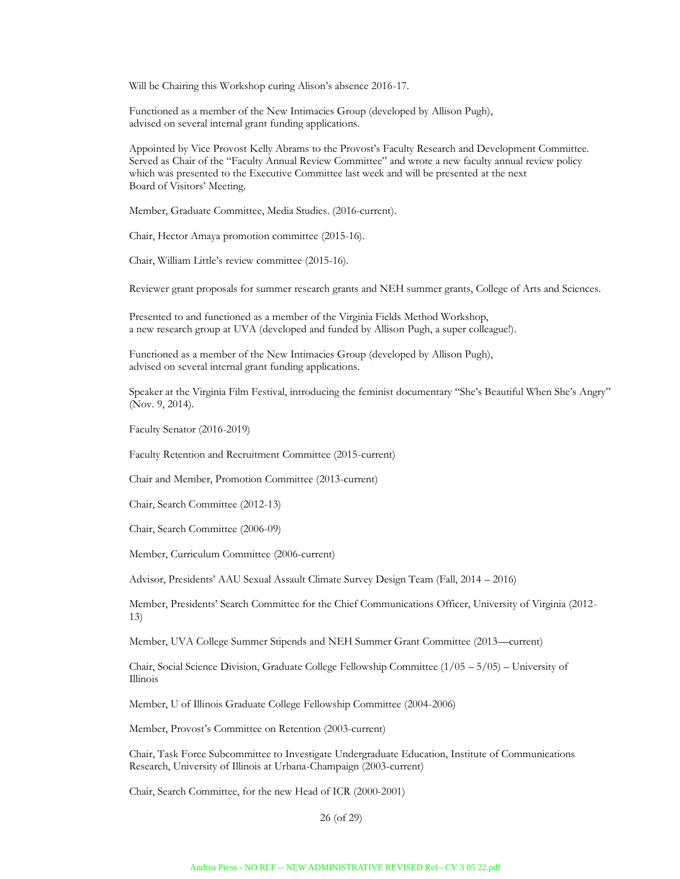Will be Chairing this Workshop curing Alison's absence 2016-17.

Functioned as a member of the New Intimacies Group (developed by Allison Pugh), advised on several internal grant funding applications.

Appointed by Vice Provost Kelly Abrams to the Provost's Faculty Research and Development Committee. Served as Chair of the "Faculty Annual Review Committee" and wrote a new faculty annual review policy which was presented to the Executive Committee last week and will be presented at the next Board of Visitors' Meeting.

Member, Graduate Committee, Media Studies. (2016-current).

Chair, Hector Amaya promotion committee (2015-16).

Chair, William Little's review committee (2015-16).

Reviewer grant proposals for summer research grants and NEH summer grants, College of Arts and Sciences.

Presented to and functioned as a member of the Virginia Fields Method Workshop, a new research group at UVA (developed and funded by Allison Pugh, a super colleague!).

Functioned as a member of the New Intimacies Group (developed by Allison Pugh), advised on several internal grant funding applications.

Speaker at the Virginia Film Festival, introducing the feminist documentary "She's Beautiful When She's Angry" (Nov. 9, 2014).

Faculty Senator (2016-2019)

Faculty Retention and Recruitment Committee (2015-current)

Chair and Member, Promotion Committee (2013-current)

Chair, Search Committee (2012-13)

Chair, Search Committee (2006-09)

Member, Curriculum Committee (2006-current)

Advisor, Presidents' AAU Sexual Assault Climate Survey Design Team (Fall, 2014 – 2016)

Member, Presidents' Search Committee for the Chief Communications Officer, University of Virginia (2012-13)

Member, UVA College Summer Stipends and NEH Summer Grant Committee (2013—current)

Chair, Social Science Division, Graduate College Fellowship Committee (1/05 – 5/05) – University of Illinois

Member, U of Illinois Graduate College Fellowship Committee (2004-2006)

Member, Provost's Committee on Retention (2003-current)

Chair, Task Force Subcommittee to Investigate Undergraduate Education, Institute of Communications Research, University of Illinois at Urbana-Champaign (2003-current)

Chair, Search Committee, for the new Head of ICR (2000-2001)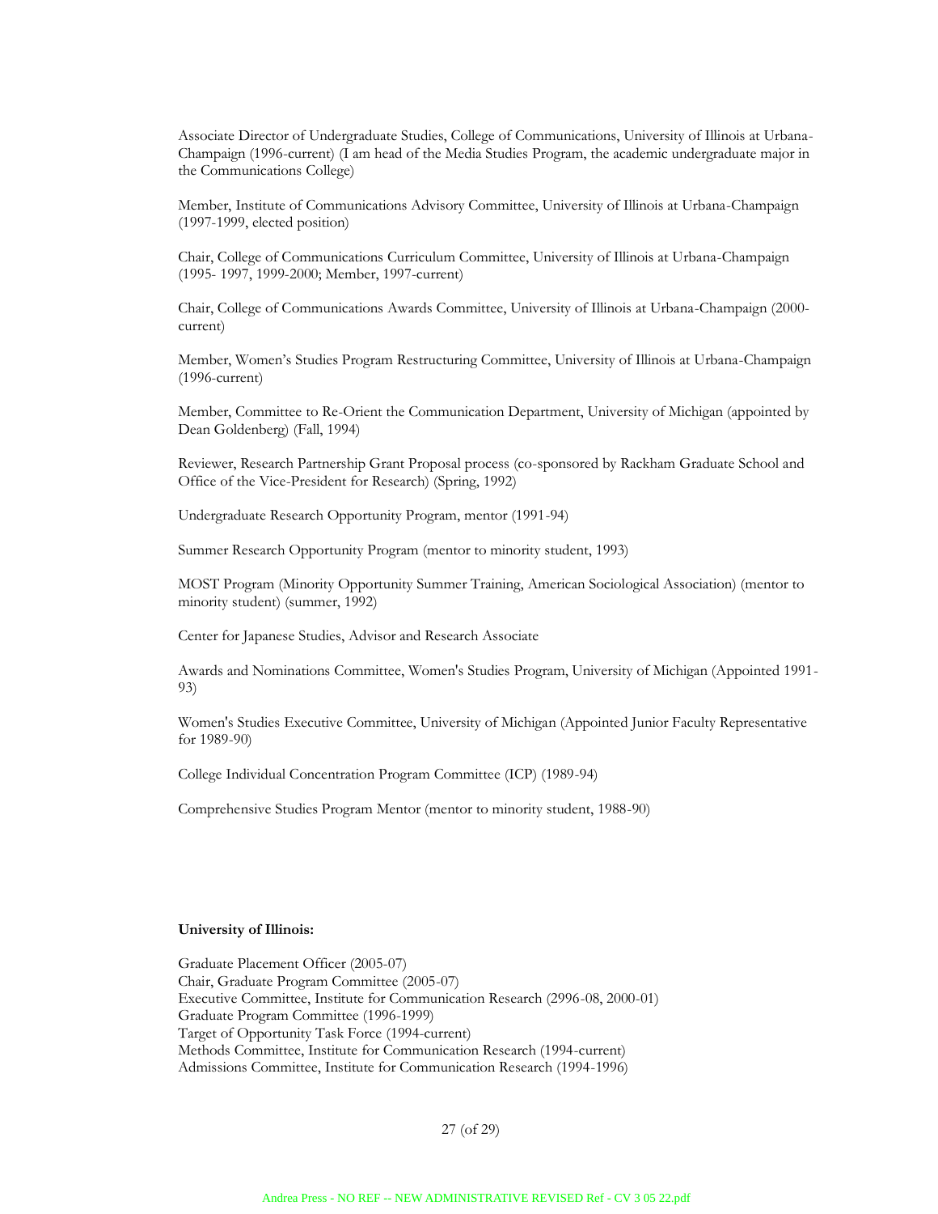Associate Director of Undergraduate Studies, College of Communications, University of Illinois at Urbana-Champaign (1996-current) (I am head of the Media Studies Program, the academic undergraduate major in the Communications College)

Member, Institute of Communications Advisory Committee, University of Illinois at Urbana-Champaign (1997-1999, elected position)

Chair, College of Communications Curriculum Committee, University of Illinois at Urbana-Champaign (1995- 1997, 1999-2000; Member, 1997-current)

Chair, College of Communications Awards Committee, University of Illinois at Urbana-Champaign (2000-current)

Member, Women's Studies Program Restructuring Committee, University of Illinois at Urbana-Champaign (1996-current)

Member, Committee to Re-Orient the Communication Department, University of Michigan (appointed by Dean Goldenberg) (Fall, 1994)

Reviewer, Research Partnership Grant Proposal process (co-sponsored by Rackham Graduate School and Office of the Vice-President for Research) (Spring, 1992)

Undergraduate Research Opportunity Program, mentor (1991-94)

Summer Research Opportunity Program (mentor to minority student, 1993)

MOST Program (Minority Opportunity Summer Training, American Sociological Association) (mentor to minority student) (summer, 1992)

Center for Japanese Studies, Advisor and Research Associate

Awards and Nominations Committee, Women's Studies Program, University of Michigan (Appointed 1991-93)

Women's Studies Executive Committee, University of Michigan (Appointed Junior Faculty Representative for 1989-90)

College Individual Concentration Program Committee (ICP) (1989-94)

Comprehensive Studies Program Mentor (mentor to minority student, 1988-90)

**University of Illinois:**

Graduate Placement Officer (2005-07)
Chair, Graduate Program Committee (2005-07)
Executive Committee, Institute for Communication Research (2996-08, 2000-01)
Graduate Program Committee (1996-1999)
Target of Opportunity Task Force (1994-current)
Methods Committee, Institute for Communication Research (1994-current)
Admissions Committee, Institute for Communication Research (1994-1996)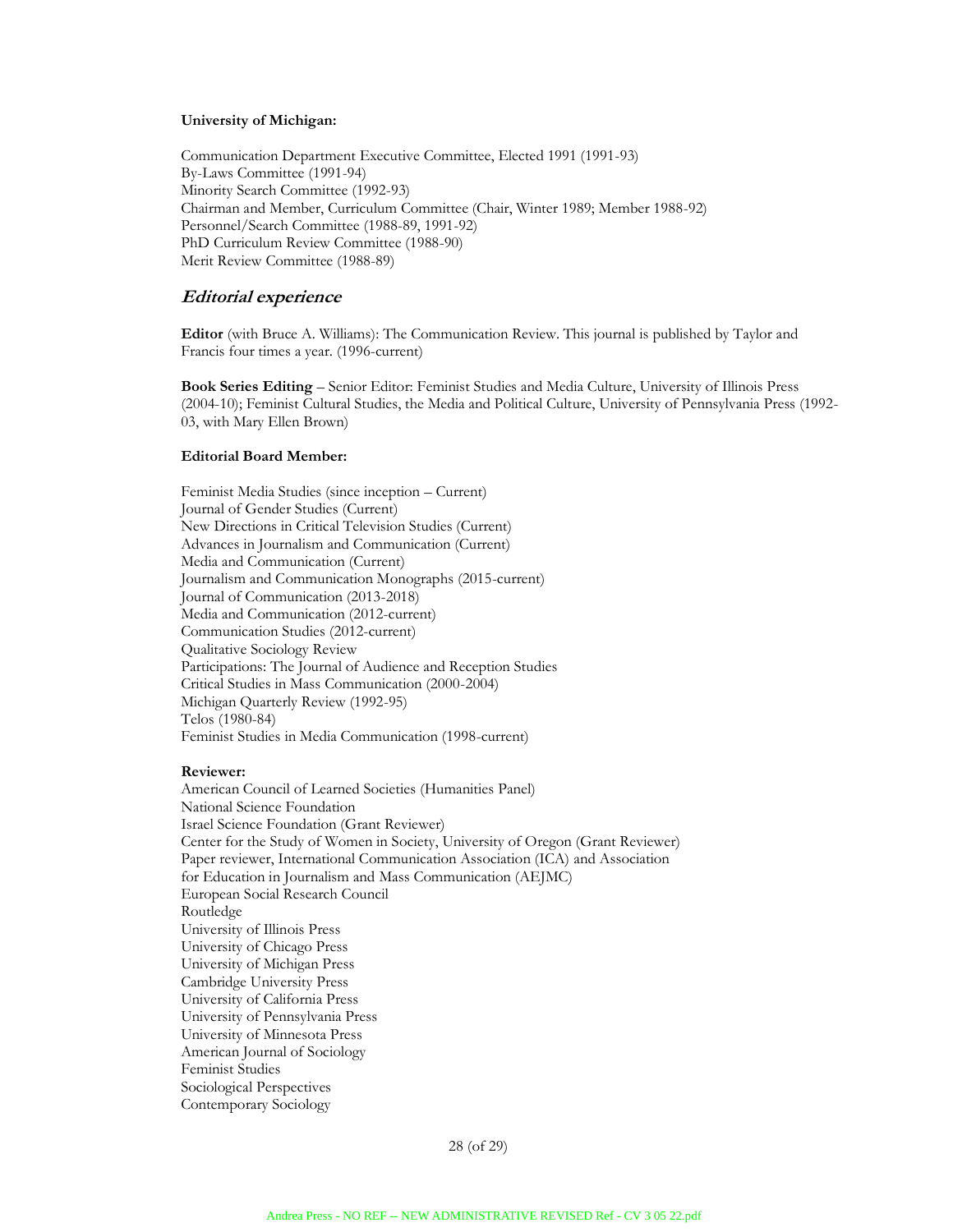**University of Michigan:**

Communication Department Executive Committee, Elected 1991 (1991-93)
By-Laws Committee (1991-94)
Minority Search Committee (1992-93)
Chairman and Member, Curriculum Committee (Chair, Winter 1989; Member 1988-92)
Personnel/Search Committee (1988-89, 1991-92)
PhD Curriculum Review Committee (1988-90)
Merit Review Committee (1988-89)

## *Editorial experience*

**Editor** (with Bruce A. Williams): The Communication Review. This journal is published by Taylor and Francis four times a year. (1996-current)

**Book Series Editing** – Senior Editor: Feminist Studies and Media Culture, University of Illinois Press (2004-10); Feminist Cultural Studies, the Media and Political Culture, University of Pennsylvania Press (1992-03, with Mary Ellen Brown)

**Editorial Board Member:**

Feminist Media Studies (since inception – Current)
Journal of Gender Studies (Current)
New Directions in Critical Television Studies (Current)
Advances in Journalism and Communication (Current)
Media and Communication (Current)
Journalism and Communication Monographs (2015-current)
Journal of Communication (2013-2018)
Media and Communication (2012-current)
Communication Studies (2012-current)
Qualitative Sociology Review
Participations: The Journal of Audience and Reception Studies
Critical Studies in Mass Communication (2000-2004)
Michigan Quarterly Review (1992-95)
Telos (1980-84)
Feminist Studies in Media Communication (1998-current)

**Reviewer:**
American Council of Learned Societies (Humanities Panel)
National Science Foundation
Israel Science Foundation (Grant Reviewer)
Center for the Study of Women in Society, University of Oregon (Grant Reviewer)
Paper reviewer, International Communication Association (ICA) and Association for Education in Journalism and Mass Communication (AEJMC)
European Social Research Council
Routledge
University of Illinois Press
University of Chicago Press
University of Michigan Press
Cambridge University Press
University of California Press
University of Pennsylvania Press
University of Minnesota Press
American Journal of Sociology
Feminist Studies
Sociological Perspectives
Contemporary Sociology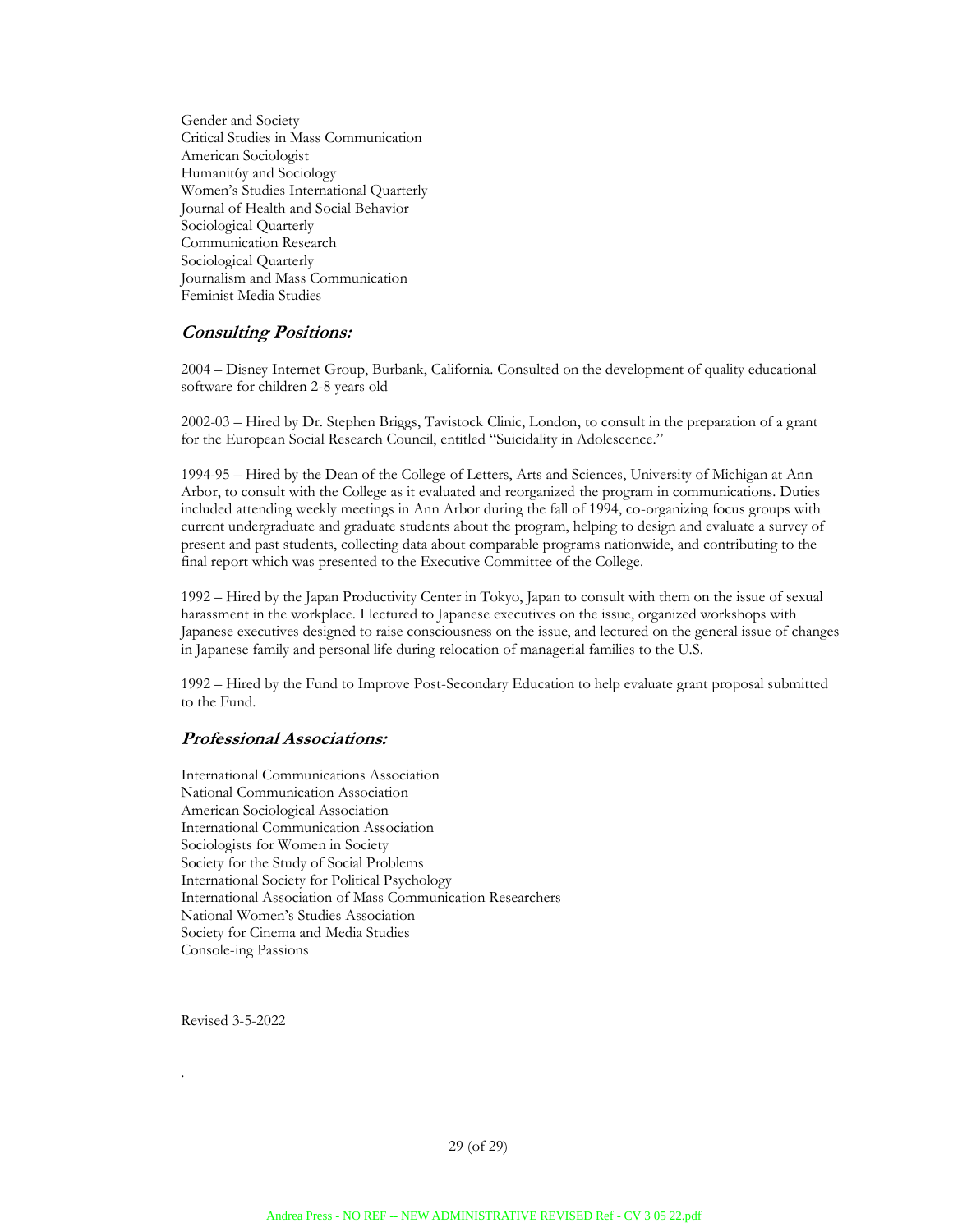Gender and Society
Critical Studies in Mass Communication
American Sociologist
Humanit6y and Sociology
Women's Studies International Quarterly
Journal of Health and Social Behavior
Sociological Quarterly
Communication Research
Sociological Quarterly
Journalism and Mass Communication
Feminist Media Studies

### ***Consulting Positions:***

2004 – Disney Internet Group, Burbank, California. Consulted on the development of quality educational software for children 2-8 years old

2002-03 – Hired by Dr. Stephen Briggs, Tavistock Clinic, London, to consult in the preparation of a grant for the European Social Research Council, entitled "Suicidality in Adolescence."

1994-95 – Hired by the Dean of the College of Letters, Arts and Sciences, University of Michigan at Ann Arbor, to consult with the College as it evaluated and reorganized the program in communications. Duties included attending weekly meetings in Ann Arbor during the fall of 1994, co-organizing focus groups with current undergraduate and graduate students about the program, helping to design and evaluate a survey of present and past students, collecting data about comparable programs nationwide, and contributing to the final report which was presented to the Executive Committee of the College.

1992 – Hired by the Japan Productivity Center in Tokyo, Japan to consult with them on the issue of sexual harassment in the workplace. I lectured to Japanese executives on the issue, organized workshops with Japanese executives designed to raise consciousness on the issue, and lectured on the general issue of changes in Japanese family and personal life during relocation of managerial families to the U.S.

1992 – Hired by the Fund to Improve Post-Secondary Education to help evaluate grant proposal submitted to the Fund.

### ***Professional Associations:***

International Communications Association
National Communication Association
American Sociological Association
International Communication Association
Sociologists for Women in Society
Society for the Study of Social Problems
International Society for Political Psychology
International Association of Mass Communication Researchers
National Women's Studies Association
Society for Cinema and Media Studies
Console-ing Passions

Revised 3-5-2022

.